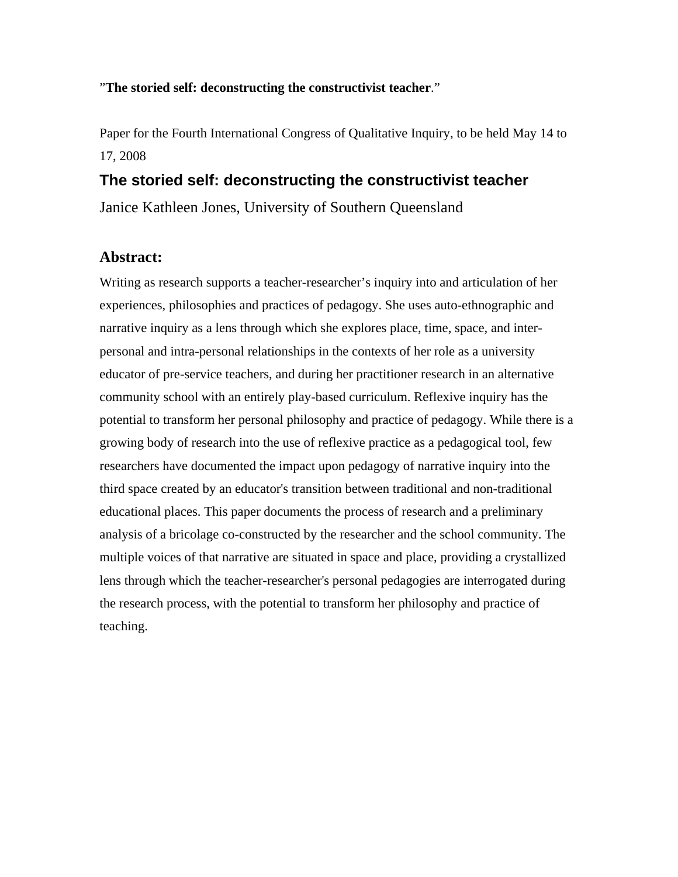”**The storied self: deconstructing the constructivist teacher**.”

Paper for the Fourth International Congress of Qualitative Inquiry, to be held May 14 to 17, 2008

# The storied self: deconstructing the constructivist teacher

Janice Kathleen Jones, University of Southern Queensland

## Abstract:

Writing as research supports a teacher-researcher’s inquiry into and articulation of her experiences, philosophies and practices of pedagogy. She uses auto-ethnographic and narrative inquiry as a lens through which she explores place, time, space, and inter-personal and intra-personal relationships in the contexts of her role as a university educator of pre-service teachers, and during her practitioner research in an alternative community school with an entirely play-based curriculum. Reflexive inquiry has the potential to transform her personal philosophy and practice of pedagogy. While there is a growing body of research into the use of reflexive practice as a pedagogical tool, few researchers have documented the impact upon pedagogy of narrative inquiry into the third space created by an educator's transition between traditional and non-traditional educational places. This paper documents the process of research and a preliminary analysis of a bricolage co-constructed by the researcher and the school community. The multiple voices of that narrative are situated in space and place, providing a crystallized lens through which the teacher-researcher's personal pedagogies are interrogated during the research process, with the potential to transform her philosophy and practice of teaching.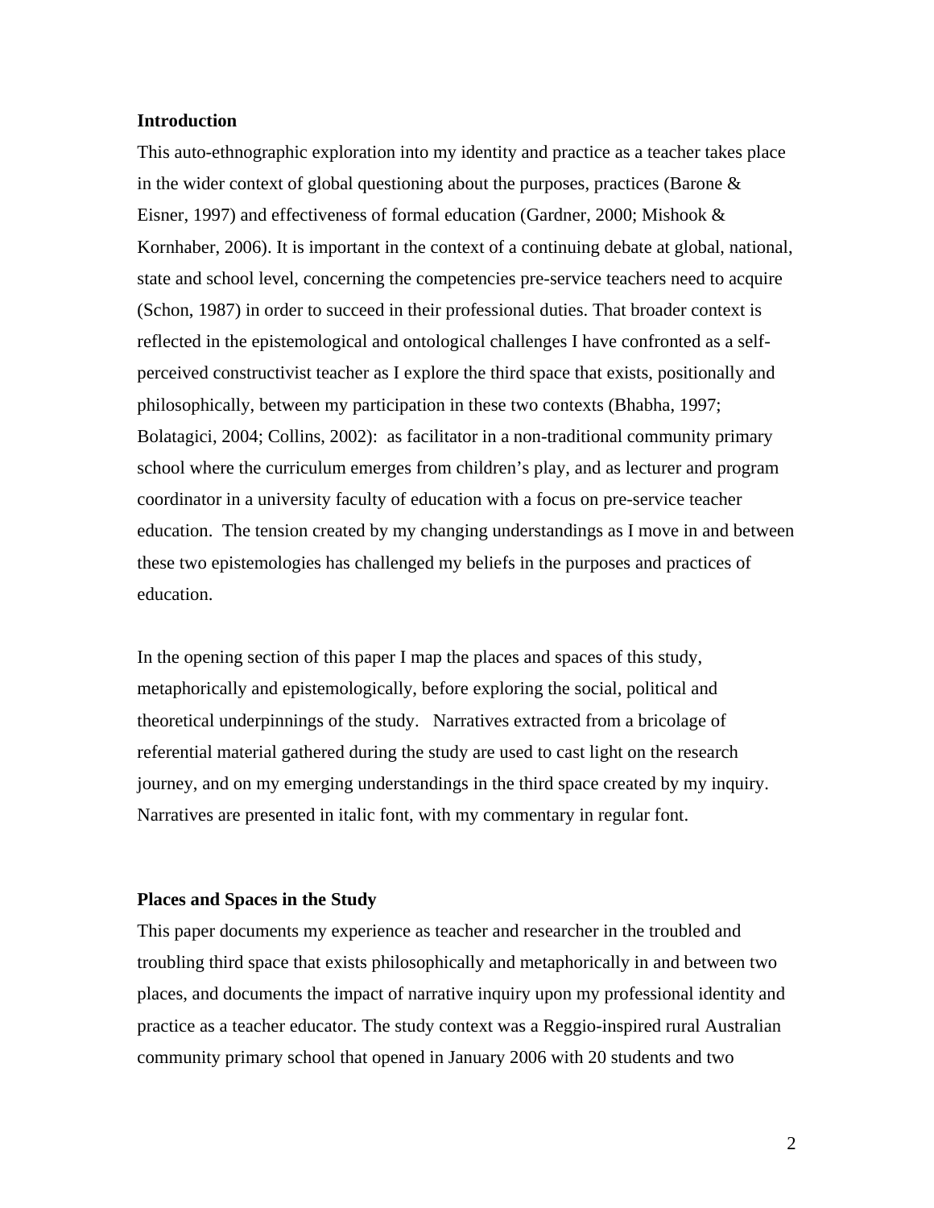**Introduction**

This auto-ethnographic exploration into my identity and practice as a teacher takes place in the wider context of global questioning about the purposes, practices (Barone & Eisner, 1997) and effectiveness of formal education (Gardner, 2000; Mishook & Kornhaber, 2006). It is important in the context of a continuing debate at global, national, state and school level, concerning the competencies pre-service teachers need to acquire (Schon, 1987) in order to succeed in their professional duties. That broader context is reflected in the epistemological and ontological challenges I have confronted as a self-perceived constructivist teacher as I explore the third space that exists, positionally and philosophically, between my participation in these two contexts (Bhabha, 1997; Bolatagici, 2004; Collins, 2002): as facilitator in a non-traditional community primary school where the curriculum emerges from children's play, and as lecturer and program coordinator in a university faculty of education with a focus on pre-service teacher education. The tension created by my changing understandings as I move in and between these two epistemologies has challenged my beliefs in the purposes and practices of education.

In the opening section of this paper I map the places and spaces of this study, metaphorically and epistemologically, before exploring the social, political and theoretical underpinnings of the study. Narratives extracted from a bricolage of referential material gathered during the study are used to cast light on the research journey, and on my emerging understandings in the third space created by my inquiry. Narratives are presented in italic font, with my commentary in regular font.

**Places and Spaces in the Study**

This paper documents my experience as teacher and researcher in the troubled and troubling third space that exists philosophically and metaphorically in and between two places, and documents the impact of narrative inquiry upon my professional identity and practice as a teacher educator. The study context was a Reggio-inspired rural Australian community primary school that opened in January 2006 with 20 students and two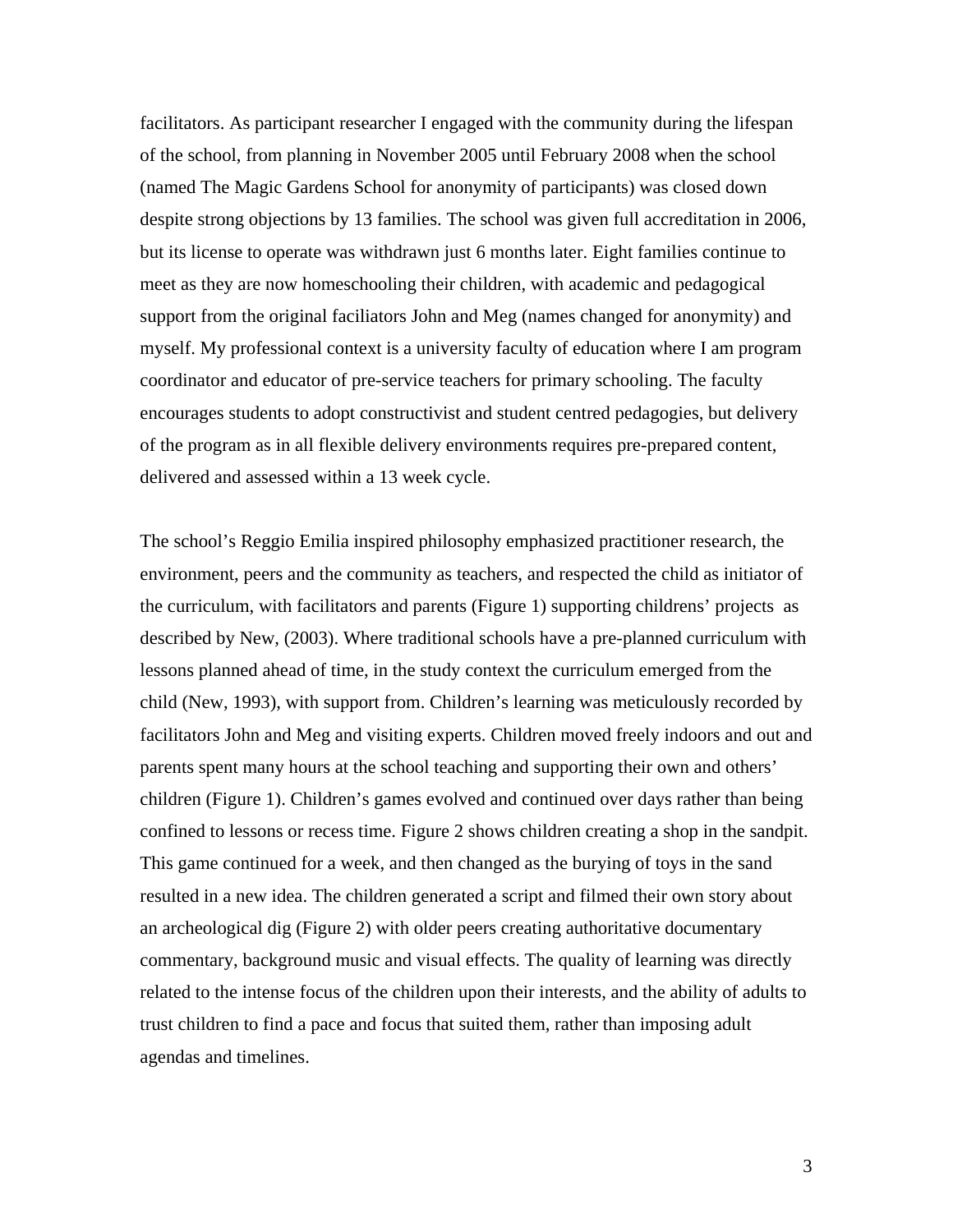facilitators. As participant researcher I engaged with the community during the lifespan of the school, from planning in November 2005 until February 2008 when the school (named The Magic Gardens School for anonymity of participants) was closed down despite strong objections by 13 families. The school was given full accreditation in 2006, but its license to operate was withdrawn just 6 months later. Eight families continue to meet as they are now homeschooling their children, with academic and pedagogical support from the original faciliators John and Meg (names changed for anonymity) and myself. My professional context is a university faculty of education where I am program coordinator and educator of pre-service teachers for primary schooling. The faculty encourages students to adopt constructivist and student centred pedagogies, but delivery of the program as in all flexible delivery environments requires pre-prepared content, delivered and assessed within a 13 week cycle.

The school's Reggio Emilia inspired philosophy emphasized practitioner research, the environment, peers and the community as teachers, and respected the child as initiator of the curriculum, with facilitators and parents (Figure 1) supporting childrens' projects as described by New, (2003). Where traditional schools have a pre-planned curriculum with lessons planned ahead of time, in the study context the curriculum emerged from the child (New, 1993), with support from. Children's learning was meticulously recorded by facilitators John and Meg and visiting experts. Children moved freely indoors and out and parents spent many hours at the school teaching and supporting their own and others' children (Figure 1). Children's games evolved and continued over days rather than being confined to lessons or recess time. Figure 2 shows children creating a shop in the sandpit. This game continued for a week, and then changed as the burying of toys in the sand resulted in a new idea. The children generated a script and filmed their own story about an archeological dig (Figure 2) with older peers creating authoritative documentary commentary, background music and visual effects. The quality of learning was directly related to the intense focus of the children upon their interests, and the ability of adults to trust children to find a pace and focus that suited them, rather than imposing adult agendas and timelines.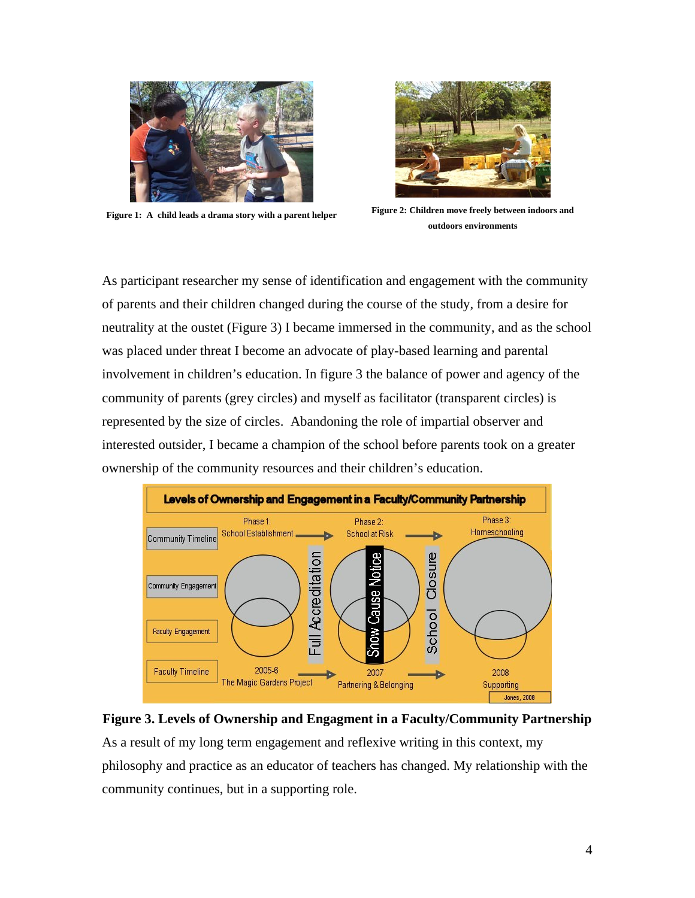Figure 1: A child leads a drama story with a parent helper

Figure 2: Children move freely between indoors and outdoors environments

As participant researcher my sense of identification and engagement with the community of parents and their children changed during the course of the study, from a desire for neutrality at the oustet (Figure 3) I became immersed in the community, and as the school was placed under threat I become an advocate of play-based learning and parental involvement in children's education. In figure 3 the balance of power and agency of the community of parents (grey circles) and myself as facilitator (transparent circles) is represented by the size of circles. Abandoning the role of impartial observer and interested outsider, I became a champion of the school before parents took on a greater ownership of the community resources and their children's education.

**Figure 3. Levels of Ownership and Engagment in a Faculty/Community Partnership**

As a result of my long term engagement and reflexive writing in this context, my philosophy and practice as an educator of teachers has changed. My relationship with the community continues, but in a supporting role.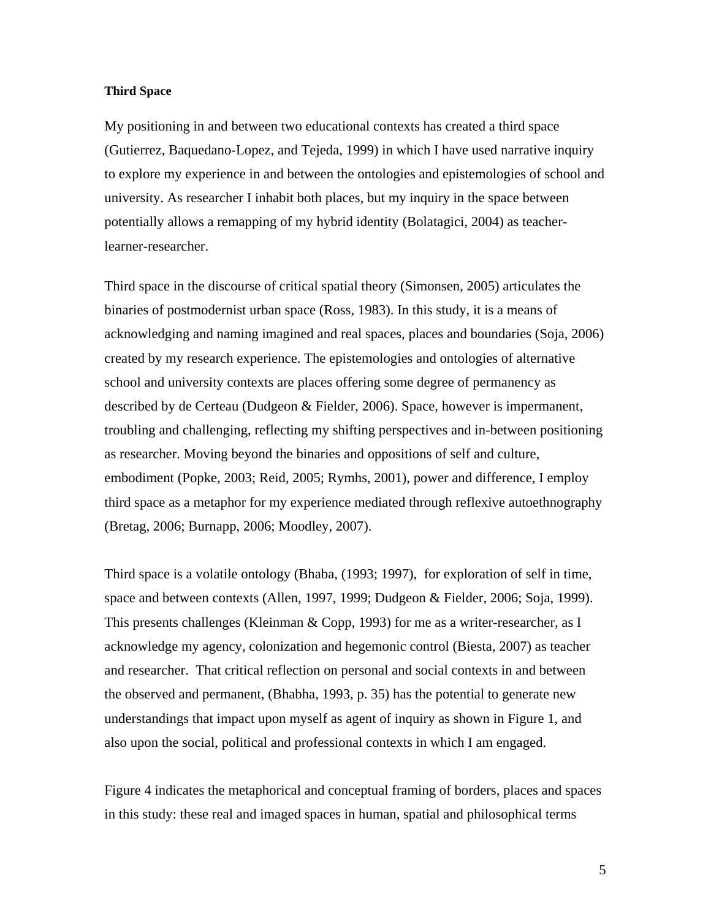**Third Space**

My positioning in and between two educational contexts has created a third space (Gutierrez, Baquedano-Lopez, and Tejeda, 1999) in which I have used narrative inquiry to explore my experience in and between the ontologies and epistemologies of school and university. As researcher I inhabit both places, but my inquiry in the space between potentially allows a remapping of my hybrid identity (Bolatagici, 2004) as teacher-learner-researcher.

Third space in the discourse of critical spatial theory (Simonsen, 2005) articulates the binaries of postmodernist urban space (Ross, 1983). In this study, it is a means of acknowledging and naming imagined and real spaces, places and boundaries (Soja, 2006) created by my research experience. The epistemologies and ontologies of alternative school and university contexts are places offering some degree of permanency as described by de Certeau (Dudgeon & Fielder, 2006). Space, however is impermanent, troubling and challenging, reflecting my shifting perspectives and in-between positioning as researcher. Moving beyond the binaries and oppositions of self and culture, embodiment (Popke, 2003; Reid, 2005; Rymhs, 2001), power and difference, I employ third space as a metaphor for my experience mediated through reflexive autoethnography (Bretag, 2006; Burnapp, 2006; Moodley, 2007).

Third space is a volatile ontology (Bhaba, (1993; 1997), for exploration of self in time, space and between contexts (Allen, 1997, 1999; Dudgeon & Fielder, 2006; Soja, 1999). This presents challenges (Kleinman & Copp, 1993) for me as a writer-researcher, as I acknowledge my agency, colonization and hegemonic control (Biesta, 2007) as teacher and researcher. That critical reflection on personal and social contexts in and between the observed and permanent, (Bhabha, 1993, p. 35) has the potential to generate new understandings that impact upon myself as agent of inquiry as shown in Figure 1, and also upon the social, political and professional contexts in which I am engaged.

Figure 4 indicates the metaphorical and conceptual framing of borders, places and spaces in this study: these real and imaged spaces in human, spatial and philosophical terms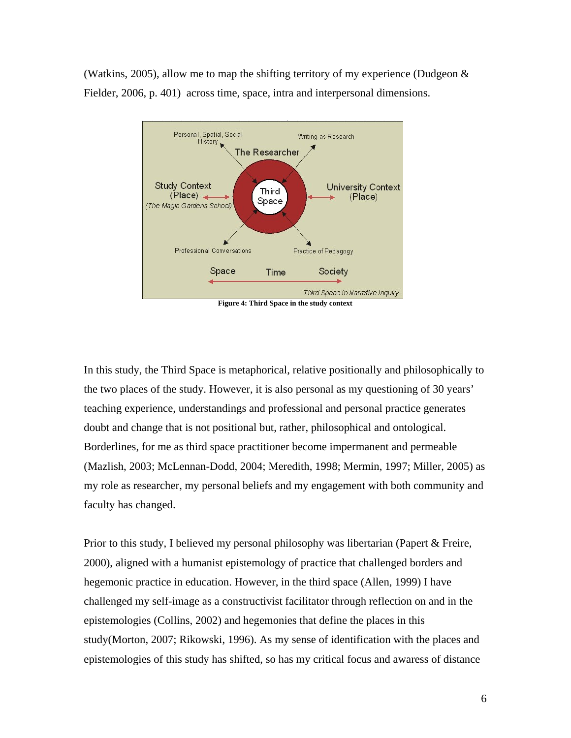(Watkins, 2005), allow me to map the shifting territory of my experience (Dudgeon & Fielder, 2006, p. 401) across time, space, intra and interpersonal dimensions.

**Figure 4: Third Space in the study context**

In this study, the Third Space is metaphorical, relative positionally and philosophically to the two places of the study. However, it is also personal as my questioning of 30 years' teaching experience, understandings and professional and personal practice generates doubt and change that is not positional but, rather, philosophical and ontological. Borderlines, for me as third space practitioner become impermanent and permeable (Mazlish, 2003; McLennan-Dodd, 2004; Meredith, 1998; Mermin, 1997; Miller, 2005) as my role as researcher, my personal beliefs and my engagement with both community and faculty has changed.

Prior to this study, I believed my personal philosophy was libertarian (Papert & Freire, 2000), aligned with a humanist epistemology of practice that challenged borders and hegemonic practice in education. However, in the third space (Allen, 1999) I have challenged my self-image as a constructivist facilitator through reflection on and in the epistemologies (Collins, 2002) and hegemonies that define the places in this study(Morton, 2007; Rikowski, 1996). As my sense of identification with the places and epistemologies of this study has shifted, so has my critical focus and awaress of distance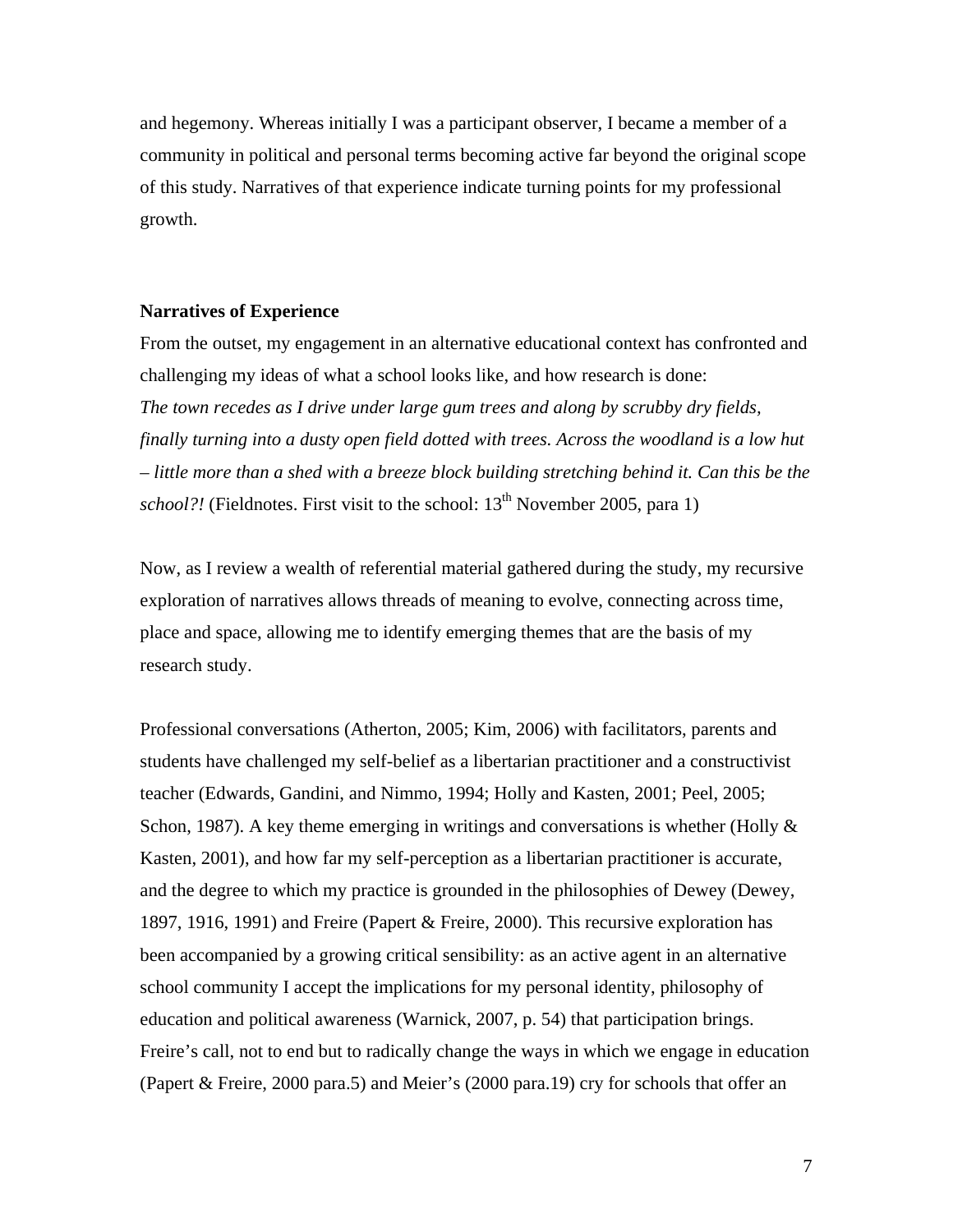and hegemony. Whereas initially I was a participant observer, I became a member of a community in political and personal terms becoming active far beyond the original scope of this study. Narratives of that experience indicate turning points for my professional growth.

**Narratives of Experience**

From the outset, my engagement in an alternative educational context has confronted and challenging my ideas of what a school looks like, and how research is done:

*The town recedes as I drive under large gum trees and along by scrubby dry fields, finally turning into a dusty open field dotted with trees. Across the woodland is a low hut – little more than a shed with a breeze block building stretching behind it. Can this be the school?!* (Fieldnotes. First visit to the school: 13th November 2005, para 1)

Now, as I review a wealth of referential material gathered during the study, my recursive exploration of narratives allows threads of meaning to evolve, connecting across time, place and space, allowing me to identify emerging themes that are the basis of my research study.

Professional conversations (Atherton, 2005; Kim, 2006) with facilitators, parents and students have challenged my self-belief as a libertarian practitioner and a constructivist teacher (Edwards, Gandini, and Nimmo, 1994; Holly and Kasten, 2001; Peel, 2005; Schon, 1987). A key theme emerging in writings and conversations is whether (Holly & Kasten, 2001), and how far my self-perception as a libertarian practitioner is accurate, and the degree to which my practice is grounded in the philosophies of Dewey (Dewey, 1897, 1916, 1991) and Freire (Papert & Freire, 2000). This recursive exploration has been accompanied by a growing critical sensibility: as an active agent in an alternative school community I accept the implications for my personal identity, philosophy of education and political awareness (Warnick, 2007, p. 54) that participation brings. Freire's call, not to end but to radically change the ways in which we engage in education (Papert & Freire, 2000 para.5) and Meier's (2000 para.19) cry for schools that offer an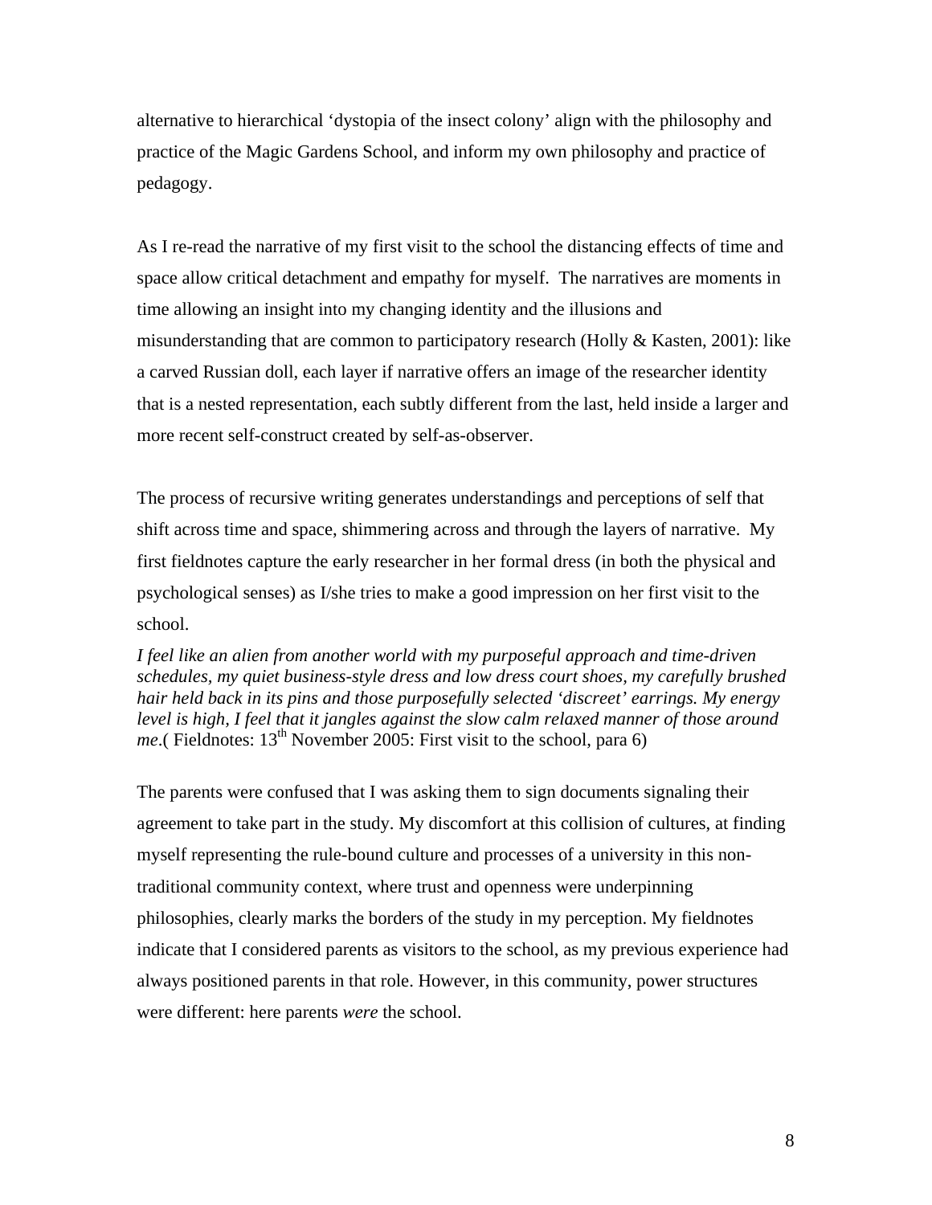alternative to hierarchical 'dystopia of the insect colony' align with the philosophy and practice of the Magic Gardens School, and inform my own philosophy and practice of pedagogy.

As I re-read the narrative of my first visit to the school the distancing effects of time and space allow critical detachment and empathy for myself. The narratives are moments in time allowing an insight into my changing identity and the illusions and misunderstanding that are common to participatory research (Holly & Kasten, 2001): like a carved Russian doll, each layer if narrative offers an image of the researcher identity that is a nested representation, each subtly different from the last, held inside a larger and more recent self-construct created by self-as-observer.

The process of recursive writing generates understandings and perceptions of self that shift across time and space, shimmering across and through the layers of narrative. My first fieldnotes capture the early researcher in her formal dress (in both the physical and psychological senses) as I/she tries to make a good impression on her first visit to the school.

*I feel like an alien from another world with my purposeful approach and time-driven schedules, my quiet business-style dress and low dress court shoes, my carefully brushed hair held back in its pins and those purposefully selected 'discreet' earrings. My energy level is high, I feel that it jangles against the slow calm relaxed manner of those around me*.( Fieldnotes: 13th November 2005: First visit to the school, para 6)

The parents were confused that I was asking them to sign documents signaling their agreement to take part in the study. My discomfort at this collision of cultures, at finding myself representing the rule-bound culture and processes of a university in this non-traditional community context, where trust and openness were underpinning philosophies, clearly marks the borders of the study in my perception. My fieldnotes indicate that I considered parents as visitors to the school, as my previous experience had always positioned parents in that role. However, in this community, power structures were different: here parents *were* the school.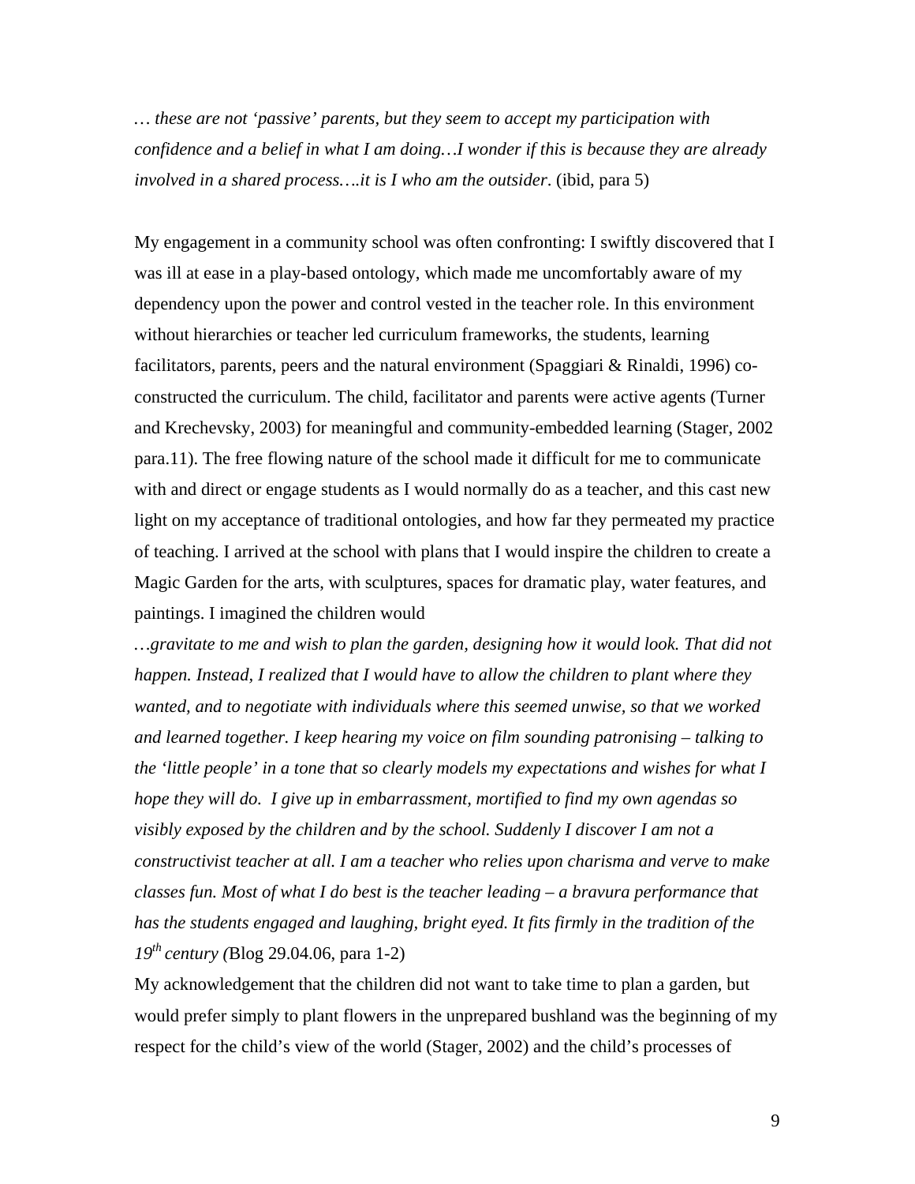*… these are not 'passive' parents, but they seem to accept my participation with confidence and a belief in what I am doing…I wonder if this is because they are already involved in a shared process….it is I who am the outsider*. (ibid, para 5)

My engagement in a community school was often confronting: I swiftly discovered that I was ill at ease in a play-based ontology, which made me uncomfortably aware of my dependency upon the power and control vested in the teacher role. In this environment without hierarchies or teacher led curriculum frameworks, the students, learning facilitators, parents, peers and the natural environment (Spaggiari & Rinaldi, 1996) co-constructed the curriculum. The child, facilitator and parents were active agents (Turner and Krechevsky, 2003) for meaningful and community-embedded learning (Stager, 2002 para.11). The free flowing nature of the school made it difficult for me to communicate with and direct or engage students as I would normally do as a teacher, and this cast new light on my acceptance of traditional ontologies, and how far they permeated my practice of teaching. I arrived at the school with plans that I would inspire the children to create a Magic Garden for the arts, with sculptures, spaces for dramatic play, water features, and paintings. I imagined the children would

*…gravitate to me and wish to plan the garden, designing how it would look. That did not happen. Instead, I realized that I would have to allow the children to plant where they wanted, and to negotiate with individuals where this seemed unwise, so that we worked and learned together. I keep hearing my voice on film sounding patronising – talking to the 'little people' in a tone that so clearly models my expectations and wishes for what I hope they will do. I give up in embarrassment, mortified to find my own agendas so visibly exposed by the children and by the school. Suddenly I discover I am not a constructivist teacher at all. I am a teacher who relies upon charisma and verve to make classes fun. Most of what I do best is the teacher leading – a bravura performance that has the students engaged and laughing, bright eyed. It fits firmly in the tradition of the 19th century (*Blog 29.04.06, para 1-2)

My acknowledgement that the children did not want to take time to plan a garden, but would prefer simply to plant flowers in the unprepared bushland was the beginning of my respect for the child's view of the world (Stager, 2002) and the child's processes of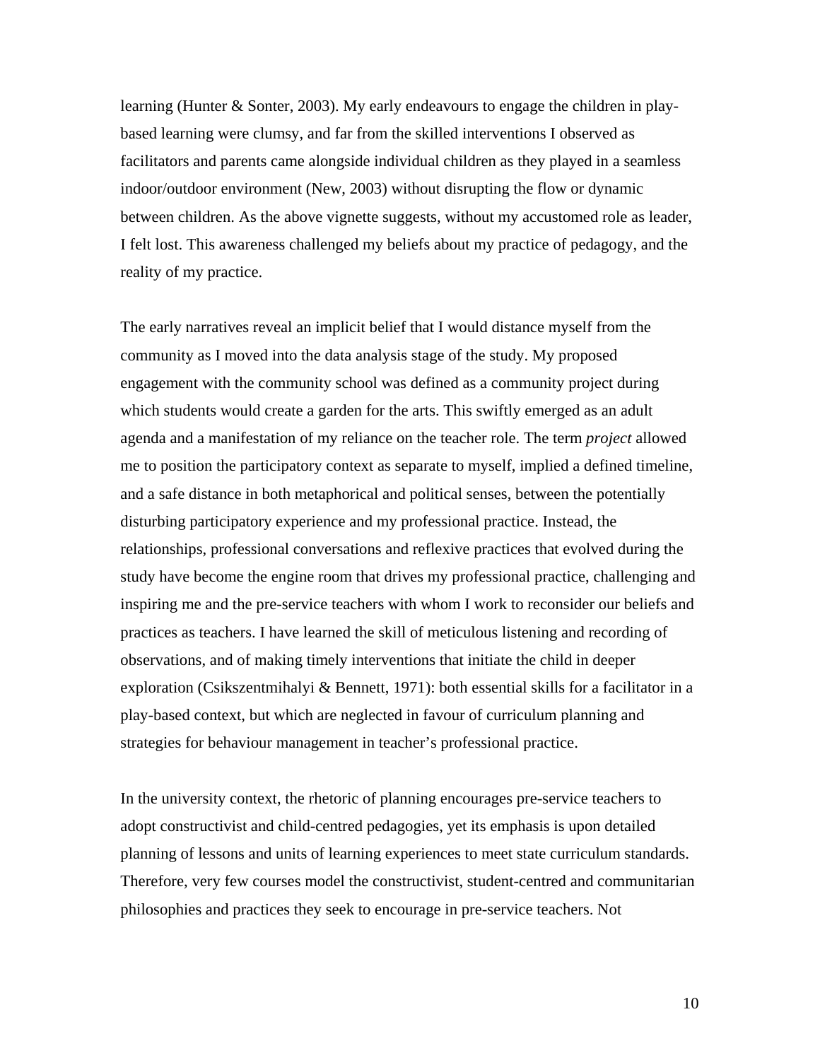learning (Hunter & Sonter, 2003). My early endeavours to engage the children in play-based learning were clumsy, and far from the skilled interventions I observed as facilitators and parents came alongside individual children as they played in a seamless indoor/outdoor environment (New, 2003) without disrupting the flow or dynamic between children. As the above vignette suggests, without my accustomed role as leader, I felt lost. This awareness challenged my beliefs about my practice of pedagogy, and the reality of my practice.

The early narratives reveal an implicit belief that I would distance myself from the community as I moved into the data analysis stage of the study. My proposed engagement with the community school was defined as a community project during which students would create a garden for the arts. This swiftly emerged as an adult agenda and a manifestation of my reliance on the teacher role. The term *project* allowed me to position the participatory context as separate to myself, implied a defined timeline, and a safe distance in both metaphorical and political senses, between the potentially disturbing participatory experience and my professional practice. Instead, the relationships, professional conversations and reflexive practices that evolved during the study have become the engine room that drives my professional practice, challenging and inspiring me and the pre-service teachers with whom I work to reconsider our beliefs and practices as teachers. I have learned the skill of meticulous listening and recording of observations, and of making timely interventions that initiate the child in deeper exploration (Csikszentmihalyi & Bennett, 1971): both essential skills for a facilitator in a play-based context, but which are neglected in favour of curriculum planning and strategies for behaviour management in teacher's professional practice.

In the university context, the rhetoric of planning encourages pre-service teachers to adopt constructivist and child-centred pedagogies, yet its emphasis is upon detailed planning of lessons and units of learning experiences to meet state curriculum standards. Therefore, very few courses model the constructivist, student-centred and communitarian philosophies and practices they seek to encourage in pre-service teachers. Not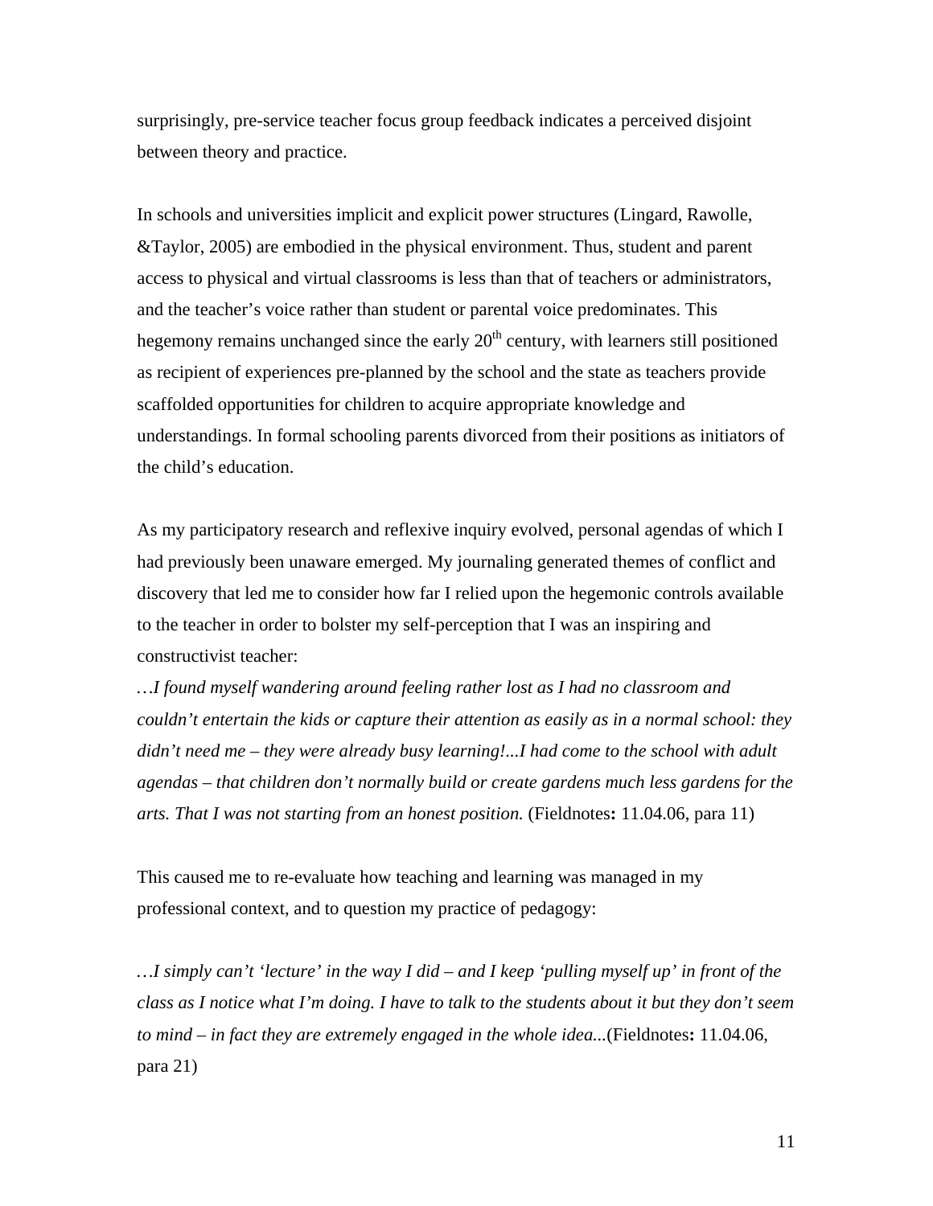surprisingly, pre-service teacher focus group feedback indicates a perceived disjoint between theory and practice.

In schools and universities implicit and explicit power structures (Lingard, Rawolle, &Taylor, 2005) are embodied in the physical environment. Thus, student and parent access to physical and virtual classrooms is less than that of teachers or administrators, and the teacher's voice rather than student or parental voice predominates. This hegemony remains unchanged since the early 20th century, with learners still positioned as recipient of experiences pre-planned by the school and the state as teachers provide scaffolded opportunities for children to acquire appropriate knowledge and understandings. In formal schooling parents divorced from their positions as initiators of the child's education.

As my participatory research and reflexive inquiry evolved, personal agendas of which I had previously been unaware emerged. My journaling generated themes of conflict and discovery that led me to consider how far I relied upon the hegemonic controls available to the teacher in order to bolster my self-perception that I was an inspiring and constructivist teacher:

*…I found myself wandering around feeling rather lost as I had no classroom and couldn't entertain the kids or capture their attention as easily as in a normal school: they didn't need me – they were already busy learning!...I had come to the school with adult agendas – that children don't normally build or create gardens much less gardens for the arts. That I was not starting from an honest position.* (Fieldnotes**:** 11.04.06, para 11)

This caused me to re-evaluate how teaching and learning was managed in my professional context, and to question my practice of pedagogy:

*…I simply can't 'lecture' in the way I did – and I keep 'pulling myself up' in front of the class as I notice what I'm doing. I have to talk to the students about it but they don't seem to mind – in fact they are extremely engaged in the whole idea...*(Fieldnotes**:** 11.04.06, para 21)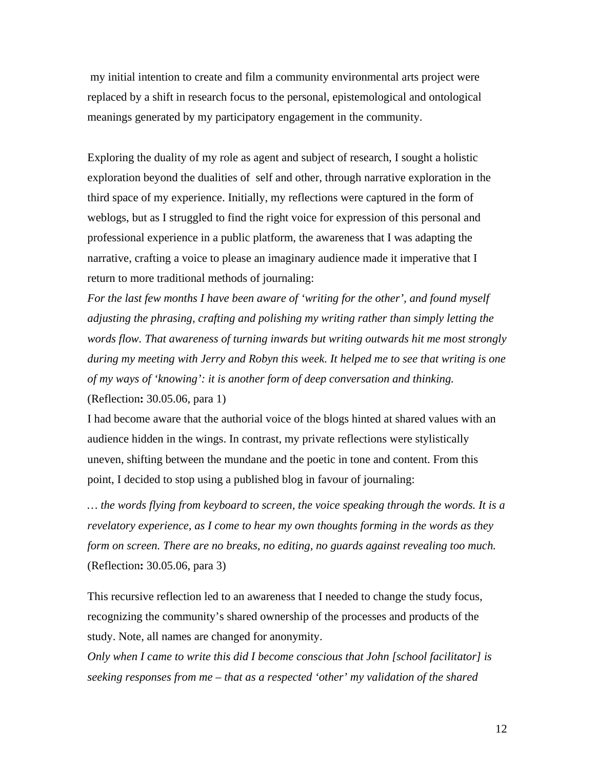my initial intention to create and film a community environmental arts project were replaced by a shift in research focus to the personal, epistemological and ontological meanings generated by my participatory engagement in the community.

Exploring the duality of my role as agent and subject of research, I sought a holistic exploration beyond the dualities of self and other, through narrative exploration in the third space of my experience. Initially, my reflections were captured in the form of weblogs, but as I struggled to find the right voice for expression of this personal and professional experience in a public platform, the awareness that I was adapting the narrative, crafting a voice to please an imaginary audience made it imperative that I return to more traditional methods of journaling:

*For the last few months I have been aware of 'writing for the other', and found myself adjusting the phrasing, crafting and polishing my writing rather than simply letting the words flow. That awareness of turning inwards but writing outwards hit me most strongly during my meeting with Jerry and Robyn this week. It helped me to see that writing is one of my ways of 'knowing': it is another form of deep conversation and thinking.* (Reflection**:** 30.05.06, para 1)

I had become aware that the authorial voice of the blogs hinted at shared values with an audience hidden in the wings. In contrast, my private reflections were stylistically uneven, shifting between the mundane and the poetic in tone and content. From this point, I decided to stop using a published blog in favour of journaling:

*… the words flying from keyboard to screen, the voice speaking through the words. It is a revelatory experience, as I come to hear my own thoughts forming in the words as they form on screen. There are no breaks, no editing, no guards against revealing too much.* (Reflection**:** 30.05.06, para 3)

This recursive reflection led to an awareness that I needed to change the study focus, recognizing the community's shared ownership of the processes and products of the study. Note, all names are changed for anonymity.

*Only when I came to write this did I become conscious that John [school facilitator] is seeking responses from me – that as a respected 'other' my validation of the shared*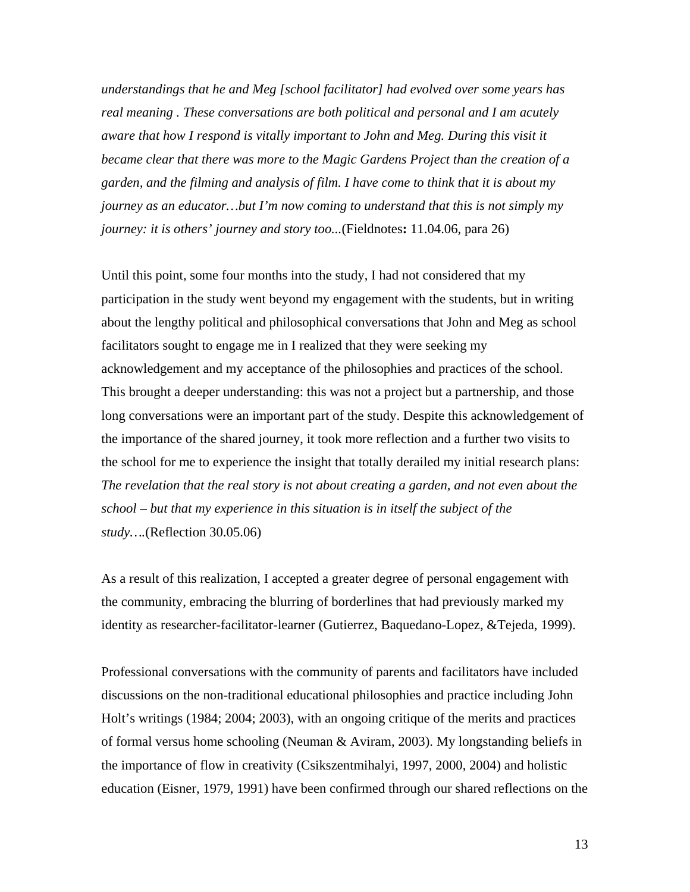*understandings that he and Meg [school facilitator] had evolved over some years has real meaning . These conversations are both political and personal and I am acutely aware that how I respond is vitally important to John and Meg. During this visit it became clear that there was more to the Magic Gardens Project than the creation of a garden, and the filming and analysis of film. I have come to think that it is about my journey as an educator…but I'm now coming to understand that this is not simply my journey: it is others' journey and story too...*(Fieldnotes**:** 11.04.06, para 26)

Until this point, some four months into the study, I had not considered that my participation in the study went beyond my engagement with the students, but in writing about the lengthy political and philosophical conversations that John and Meg as school facilitators sought to engage me in I realized that they were seeking my acknowledgement and my acceptance of the philosophies and practices of the school. This brought a deeper understanding: this was not a project but a partnership, and those long conversations were an important part of the study. Despite this acknowledgement of the importance of the shared journey, it took more reflection and a further two visits to the school for me to experience the insight that totally derailed my initial research plans: *The revelation that the real story is not about creating a garden, and not even about the school – but that my experience in this situation is in itself the subject of the study….*(Reflection 30.05.06)

As a result of this realization, I accepted a greater degree of personal engagement with the community, embracing the blurring of borderlines that had previously marked my identity as researcher-facilitator-learner (Gutierrez, Baquedano-Lopez, &Tejeda, 1999).

Professional conversations with the community of parents and facilitators have included discussions on the non-traditional educational philosophies and practice including John Holt's writings (1984; 2004; 2003), with an ongoing critique of the merits and practices of formal versus home schooling (Neuman & Aviram, 2003). My longstanding beliefs in the importance of flow in creativity (Csikszentmihalyi, 1997, 2000, 2004) and holistic education (Eisner, 1979, 1991) have been confirmed through our shared reflections on the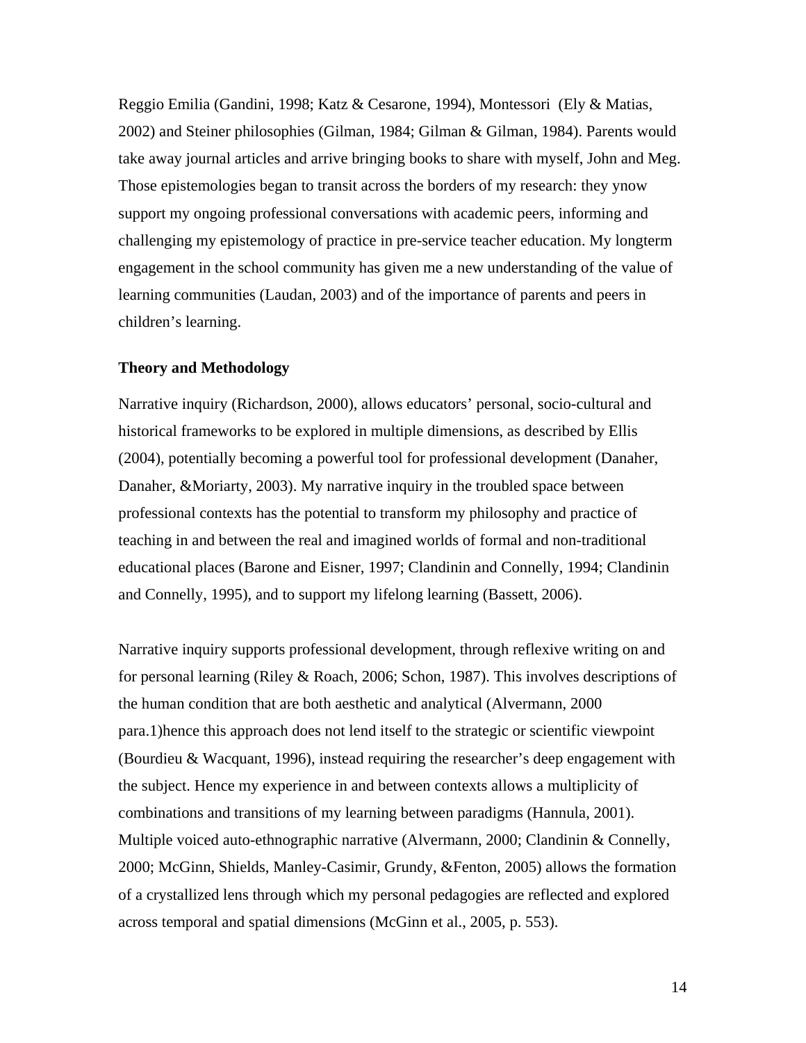Reggio Emilia (Gandini, 1998; Katz & Cesarone, 1994), Montessori  (Ely & Matias, 2002) and Steiner philosophies (Gilman, 1984; Gilman & Gilman, 1984). Parents would take away journal articles and arrive bringing books to share with myself, John and Meg. Those epistemologies began to transit across the borders of my research: they ynow support my ongoing professional conversations with academic peers, informing and challenging my epistemology of practice in pre-service teacher education. My longterm engagement in the school community has given me a new understanding of the value of learning communities (Laudan, 2003) and of the importance of parents and peers in children's learning.

**Theory and Methodology**

Narrative inquiry (Richardson, 2000), allows educators' personal, socio-cultural and historical frameworks to be explored in multiple dimensions, as described by Ellis (2004), potentially becoming a powerful tool for professional development (Danaher, Danaher, &Moriarty, 2003). My narrative inquiry in the troubled space between professional contexts has the potential to transform my philosophy and practice of teaching in and between the real and imagined worlds of formal and non-traditional educational places (Barone and Eisner, 1997; Clandinin and Connelly, 1994; Clandinin and Connelly, 1995), and to support my lifelong learning (Bassett, 2006).

Narrative inquiry supports professional development, through reflexive writing on and for personal learning (Riley & Roach, 2006; Schon, 1987). This involves descriptions of the human condition that are both aesthetic and analytical (Alvermann, 2000 para.1)hence this approach does not lend itself to the strategic or scientific viewpoint (Bourdieu & Wacquant, 1996), instead requiring the researcher's deep engagement with the subject. Hence my experience in and between contexts allows a multiplicity of combinations and transitions of my learning between paradigms (Hannula, 2001). Multiple voiced auto-ethnographic narrative (Alvermann, 2000; Clandinin & Connelly, 2000; McGinn, Shields, Manley-Casimir, Grundy, &Fenton, 2005) allows the formation of a crystallized lens through which my personal pedagogies are reflected and explored across temporal and spatial dimensions (McGinn et al., 2005, p. 553).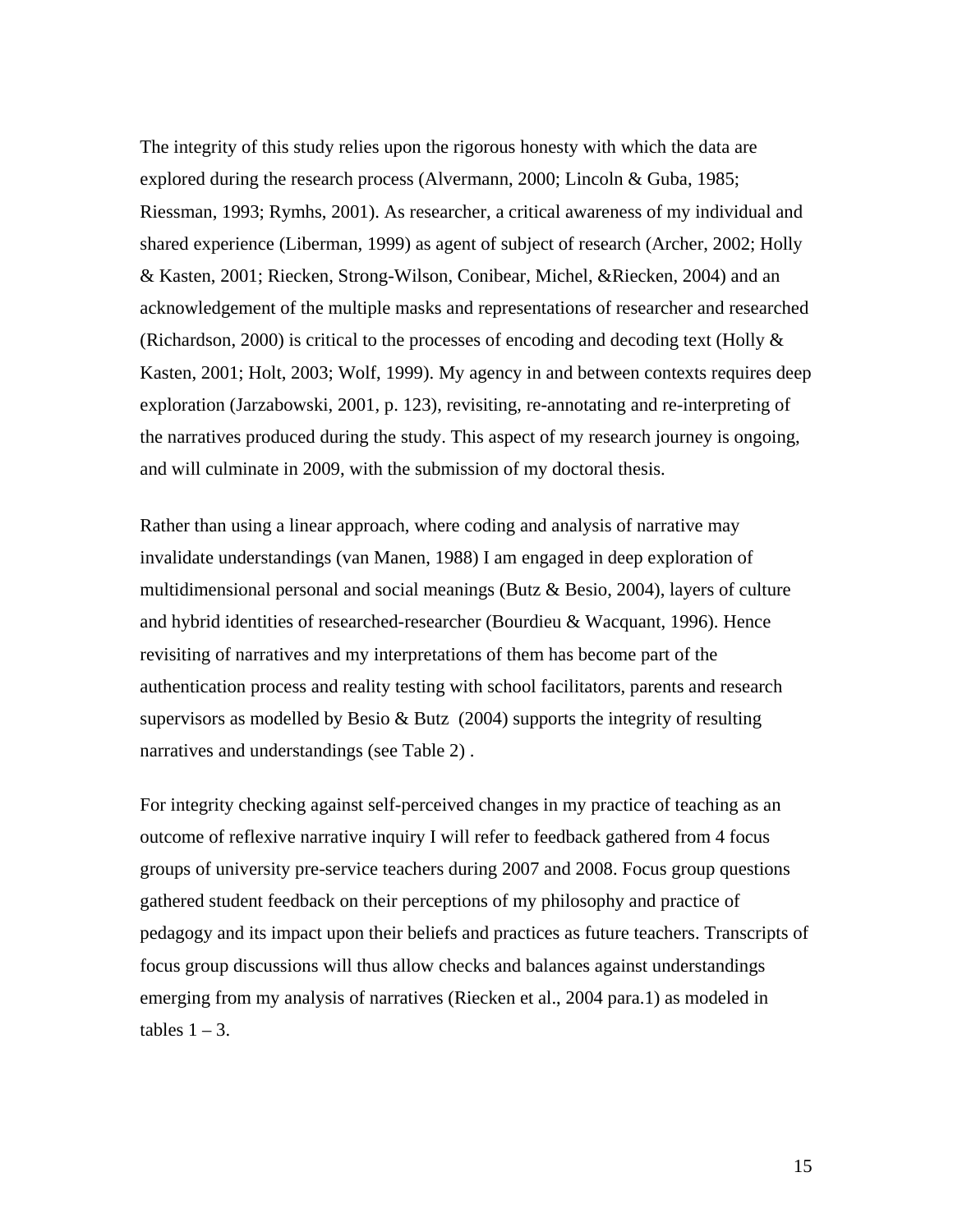The integrity of this study relies upon the rigorous honesty with which the data are explored during the research process (Alvermann, 2000; Lincoln & Guba, 1985; Riessman, 1993; Rymhs, 2001). As researcher, a critical awareness of my individual and shared experience (Liberman, 1999) as agent of subject of research (Archer, 2002; Holly & Kasten, 2001; Riecken, Strong-Wilson, Conibear, Michel, &Riecken, 2004) and an acknowledgement of the multiple masks and representations of researcher and researched (Richardson, 2000) is critical to the processes of encoding and decoding text (Holly & Kasten, 2001; Holt, 2003; Wolf, 1999). My agency in and between contexts requires deep exploration (Jarzabowski, 2001, p. 123), revisiting, re-annotating and re-interpreting of the narratives produced during the study. This aspect of my research journey is ongoing, and will culminate in 2009, with the submission of my doctoral thesis.

Rather than using a linear approach, where coding and analysis of narrative may invalidate understandings (van Manen, 1988) I am engaged in deep exploration of multidimensional personal and social meanings (Butz & Besio, 2004), layers of culture and hybrid identities of researched-researcher (Bourdieu & Wacquant, 1996). Hence revisiting of narratives and my interpretations of them has become part of the authentication process and reality testing with school facilitators, parents and research supervisors as modelled by Besio & Butz (2004) supports the integrity of resulting narratives and understandings (see Table 2) .

For integrity checking against self-perceived changes in my practice of teaching as an outcome of reflexive narrative inquiry I will refer to feedback gathered from 4 focus groups of university pre-service teachers during 2007 and 2008. Focus group questions gathered student feedback on their perceptions of my philosophy and practice of pedagogy and its impact upon their beliefs and practices as future teachers. Transcripts of focus group discussions will thus allow checks and balances against understandings emerging from my analysis of narratives (Riecken et al., 2004 para.1) as modeled in tables 1 – 3.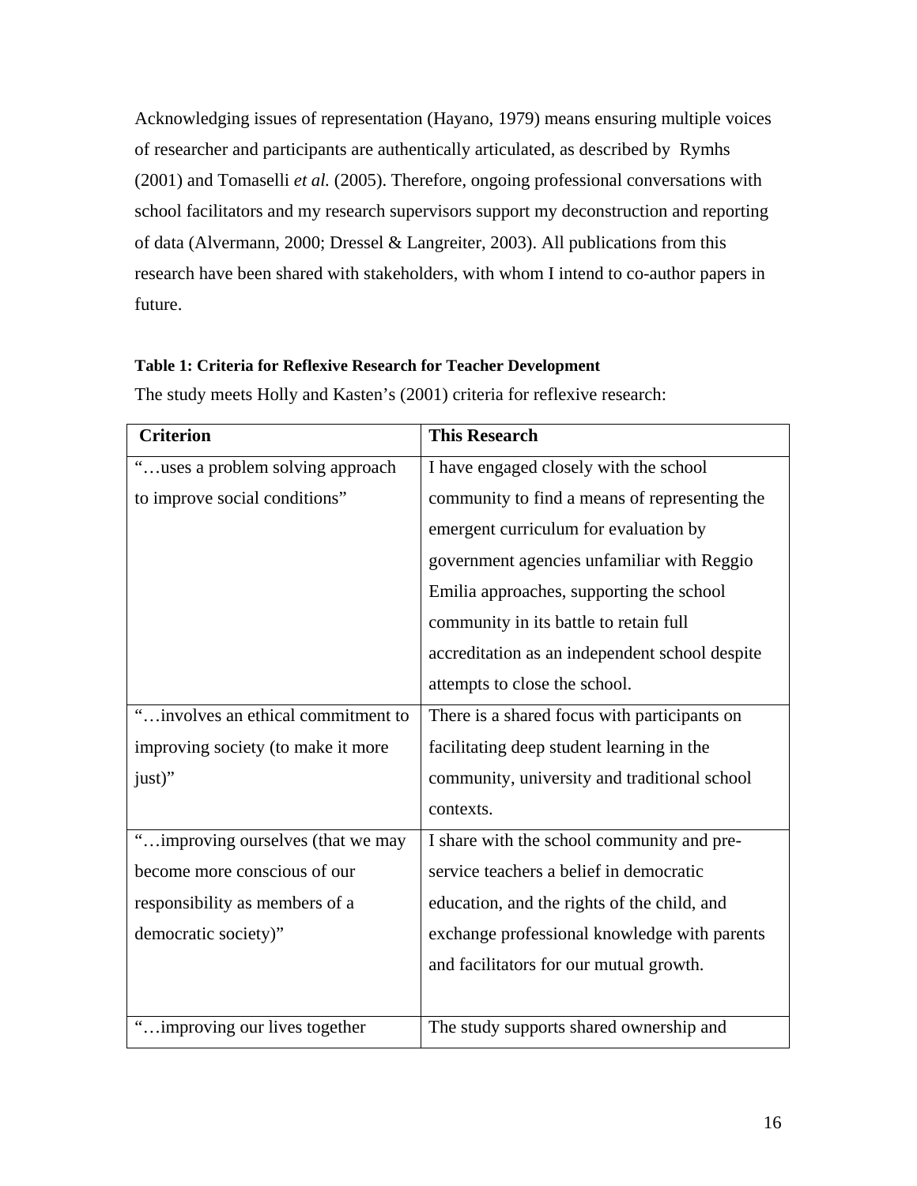Acknowledging issues of representation (Hayano, 1979) means ensuring multiple voices of researcher and participants are authentically articulated, as described by Rymhs (2001) and Tomaselli *et al.* (2005). Therefore, ongoing professional conversations with school facilitators and my research supervisors support my deconstruction and reporting of data (Alvermann, 2000; Dressel & Langreiter, 2003). All publications from this research have been shared with stakeholders, with whom I intend to co-author papers in future.

**Table 1: Criteria for Reflexive Research for Teacher Development**

The study meets Holly and Kasten's (2001) criteria for reflexive research:

| Criterion | This Research |
|---|---|
| "…uses a problem solving approach to improve social conditions" | I have engaged closely with the school community to find a means of representing the emergent curriculum for evaluation by government agencies unfamiliar with Reggio Emilia approaches, supporting the school community in its battle to retain full accreditation as an independent school despite attempts to close the school. |
| "…involves an ethical commitment to improving society (to make it more just)" | There is a shared focus with participants on facilitating deep student learning in the community, university and traditional school contexts. |
| "…improving ourselves (that we may become more conscious of our responsibility as members of a democratic society)" | I share with the school community and pre-service teachers a belief in democratic education, and the rights of the child, and exchange professional knowledge with parents and facilitators for our mutual growth. |
| "…improving our lives together | The study supports shared ownership and |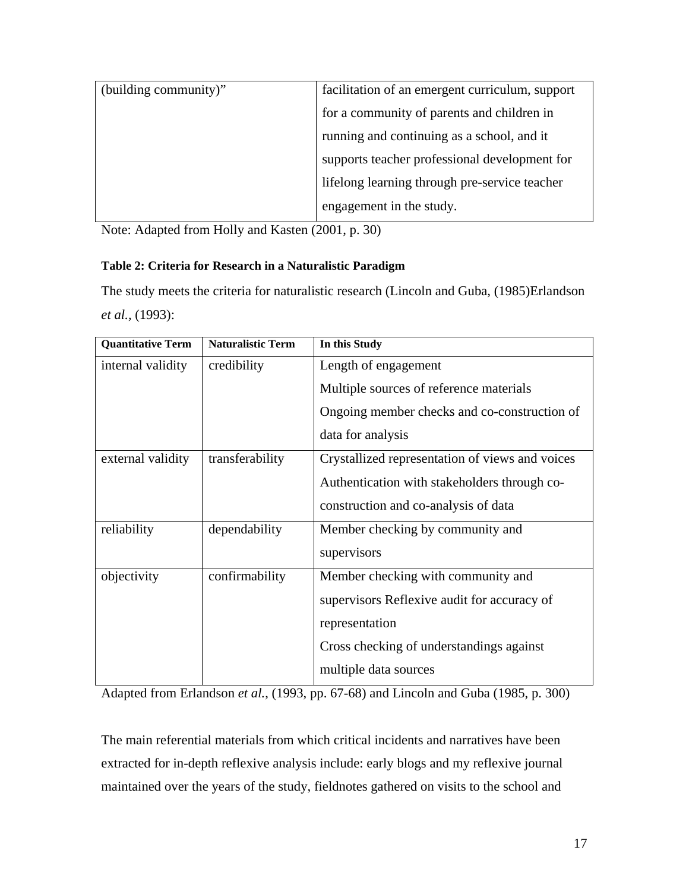| (building community)" | facilitation of an emergent curriculum, support for a community of parents and children in running and continuing as a school, and it supports teacher professional development for lifelong learning through pre-service teacher engagement in the study. |
|---|---|

Note: Adapted from Holly and Kasten (2001, p. 30)

**Table 2: Criteria for Research in a Naturalistic Paradigm**

The study meets the criteria for naturalistic research (Lincoln and Guba, (1985)Erlandson *et al.*, (1993):

| Quantitative Term | Naturalistic Term | In this Study |
|---|---|---|
| internal validity | credibility | Length of engagement<br>Multiple sources of reference materials<br>Ongoing member checks and co-construction of data for analysis |
| external validity | transferability | Crystallized representation of views and voices<br>Authentication with stakeholders through co-construction and co-analysis of data |
| reliability | dependability | Member checking by community and supervisors |
| objectivity | confirmability | Member checking with community and supervisors Reflexive audit for accuracy of representation<br>Cross checking of understandings against multiple data sources |

Adapted from Erlandson *et al.*, (1993, pp. 67-68) and Lincoln and Guba (1985, p. 300)

The main referential materials from which critical incidents and narratives have been extracted for in-depth reflexive analysis include: early blogs and my reflexive journal maintained over the years of the study, fieldnotes gathered on visits to the school and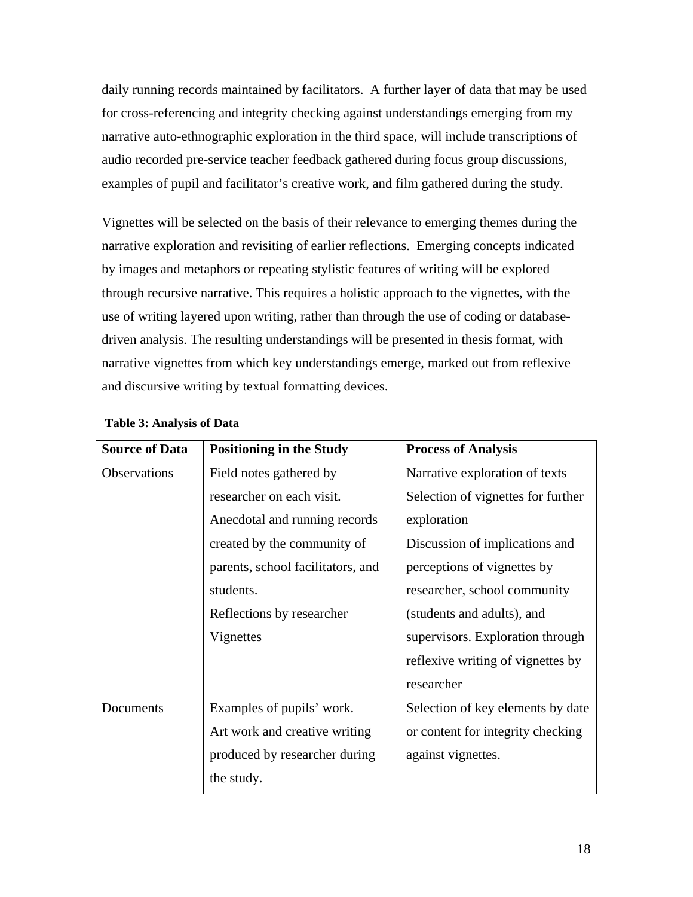daily running records maintained by facilitators.  A further layer of data that may be used for cross-referencing and integrity checking against understandings emerging from my narrative auto-ethnographic exploration in the third space, will include transcriptions of audio recorded pre-service teacher feedback gathered during focus group discussions, examples of pupil and facilitator's creative work, and film gathered during the study.

Vignettes will be selected on the basis of their relevance to emerging themes during the narrative exploration and revisiting of earlier reflections.  Emerging concepts indicated by images and metaphors or repeating stylistic features of writing will be explored through recursive narrative. This requires a holistic approach to the vignettes, with the use of writing layered upon writing, rather than through the use of coding or database-driven analysis. The resulting understandings will be presented in thesis format, with narrative vignettes from which key understandings emerge, marked out from reflexive and discursive writing by textual formatting devices.

**Table 3: Analysis of Data**

| **Source of Data** | **Positioning in the Study** | **Process of Analysis** |
|---|---|---|
| Observations | Field notes gathered by researcher on each visit.<br>Anecdotal and running records created by the community of parents, school facilitators, and students.<br>Reflections by researcher<br>Vignettes | Narrative exploration of texts<br>Selection of vignettes for further exploration<br>Discussion of implications and perceptions of vignettes by researcher, school community (students and adults), and supervisors. Exploration through reflexive writing of vignettes by researcher |
| Documents | Examples of pupils' work.<br>Art work and creative writing produced by researcher during the study. | Selection of key elements by date or content for integrity checking against vignettes. |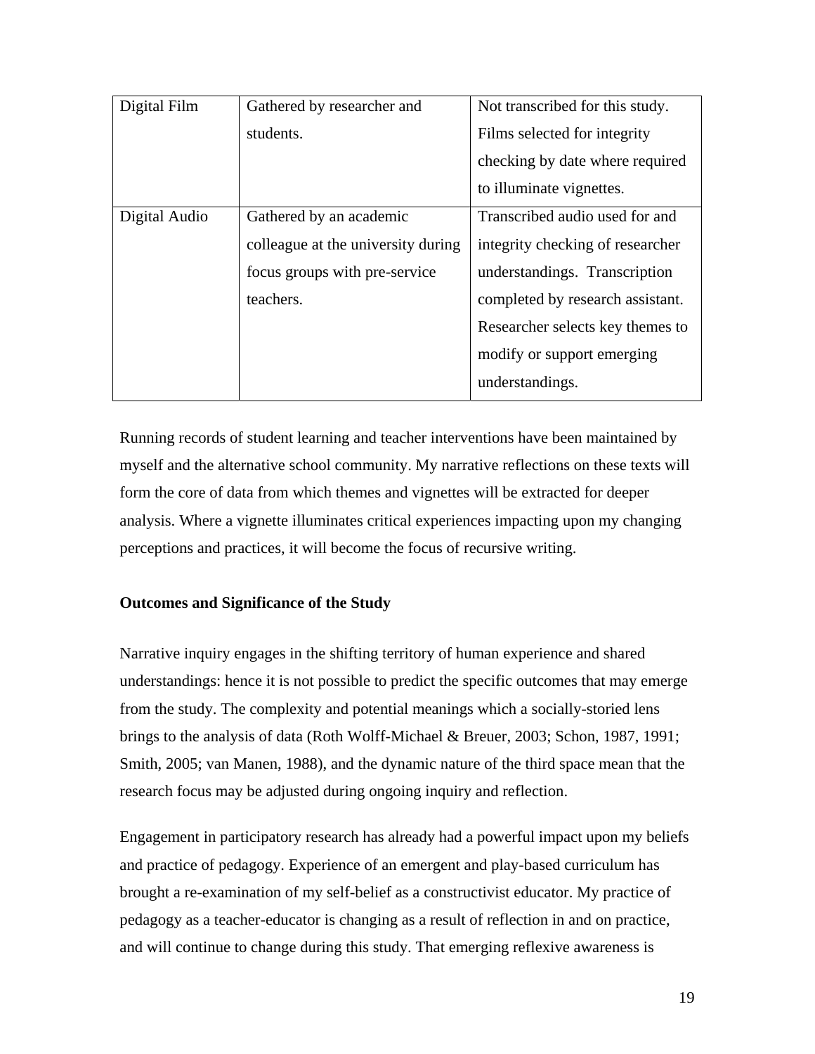| | | |
|---|---|---|
| Digital Film | Gathered by researcher and students. | Not transcribed for this study. Films selected for integrity checking by date where required to illuminate vignettes. |
| Digital Audio | Gathered by an academic colleague at the university during focus groups with pre-service teachers. | Transcribed audio used for and integrity checking of researcher understandings. Transcription completed by research assistant. Researcher selects key themes to modify or support emerging understandings. |

Running records of student learning and teacher interventions have been maintained by myself and the alternative school community. My narrative reflections on these texts will form the core of data from which themes and vignettes will be extracted for deeper analysis. Where a vignette illuminates critical experiences impacting upon my changing perceptions and practices, it will become the focus of recursive writing.

**Outcomes and Significance of the Study**

Narrative inquiry engages in the shifting territory of human experience and shared understandings: hence it is not possible to predict the specific outcomes that may emerge from the study. The complexity and potential meanings which a socially-storied lens brings to the analysis of data (Roth Wolff-Michael & Breuer, 2003; Schon, 1987, 1991; Smith, 2005; van Manen, 1988), and the dynamic nature of the third space mean that the research focus may be adjusted during ongoing inquiry and reflection.

Engagement in participatory research has already had a powerful impact upon my beliefs and practice of pedagogy. Experience of an emergent and play-based curriculum has brought a re-examination of my self-belief as a constructivist educator. My practice of pedagogy as a teacher-educator is changing as a result of reflection in and on practice, and will continue to change during this study. That emerging reflexive awareness is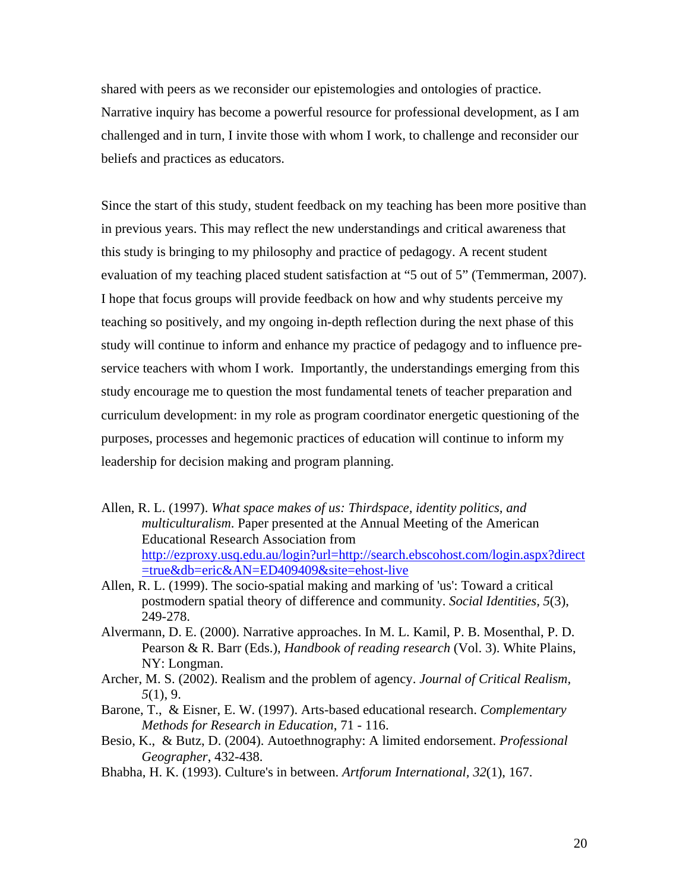shared with peers as we reconsider our epistemologies and ontologies of practice. Narrative inquiry has become a powerful resource for professional development, as I am challenged and in turn, I invite those with whom I work, to challenge and reconsider our beliefs and practices as educators.

Since the start of this study, student feedback on my teaching has been more positive than in previous years. This may reflect the new understandings and critical awareness that this study is bringing to my philosophy and practice of pedagogy. A recent student evaluation of my teaching placed student satisfaction at "5 out of 5" (Temmerman, 2007). I hope that focus groups will provide feedback on how and why students perceive my teaching so positively, and my ongoing in-depth reflection during the next phase of this study will continue to inform and enhance my practice of pedagogy and to influence pre-service teachers with whom I work. Importantly, the understandings emerging from this study encourage me to question the most fundamental tenets of teacher preparation and curriculum development: in my role as program coordinator energetic questioning of the purposes, processes and hegemonic practices of education will continue to inform my leadership for decision making and program planning.

Allen, R. L. (1997). *What space makes of us: Thirdspace, identity politics, and multiculturalism*. Paper presented at the Annual Meeting of the American Educational Research Association from http://ezproxy.usq.edu.au/login?url=http://search.ebscohost.com/login.aspx?direct=true&db=eric&AN=ED409409&site=ehost-live

Allen, R. L. (1999). The socio-spatial making and marking of 'us': Toward a critical postmodern spatial theory of difference and community. *Social Identities, 5*(3), 249-278.

Alvermann, D. E. (2000). Narrative approaches. In M. L. Kamil, P. B. Mosenthal, P. D. Pearson & R. Barr (Eds.), *Handbook of reading research* (Vol. 3). White Plains, NY: Longman.

Archer, M. S. (2002). Realism and the problem of agency. *Journal of Critical Realism, 5*(1), 9.

Barone, T., & Eisner, E. W. (1997). Arts-based educational research. *Complementary Methods for Research in Education*, 71 - 116.

Besio, K., & Butz, D. (2004). Autoethnography: A limited endorsement. *Professional Geographer*, 432-438.

Bhabha, H. K. (1993). Culture's in between. *Artforum International, 32*(1), 167.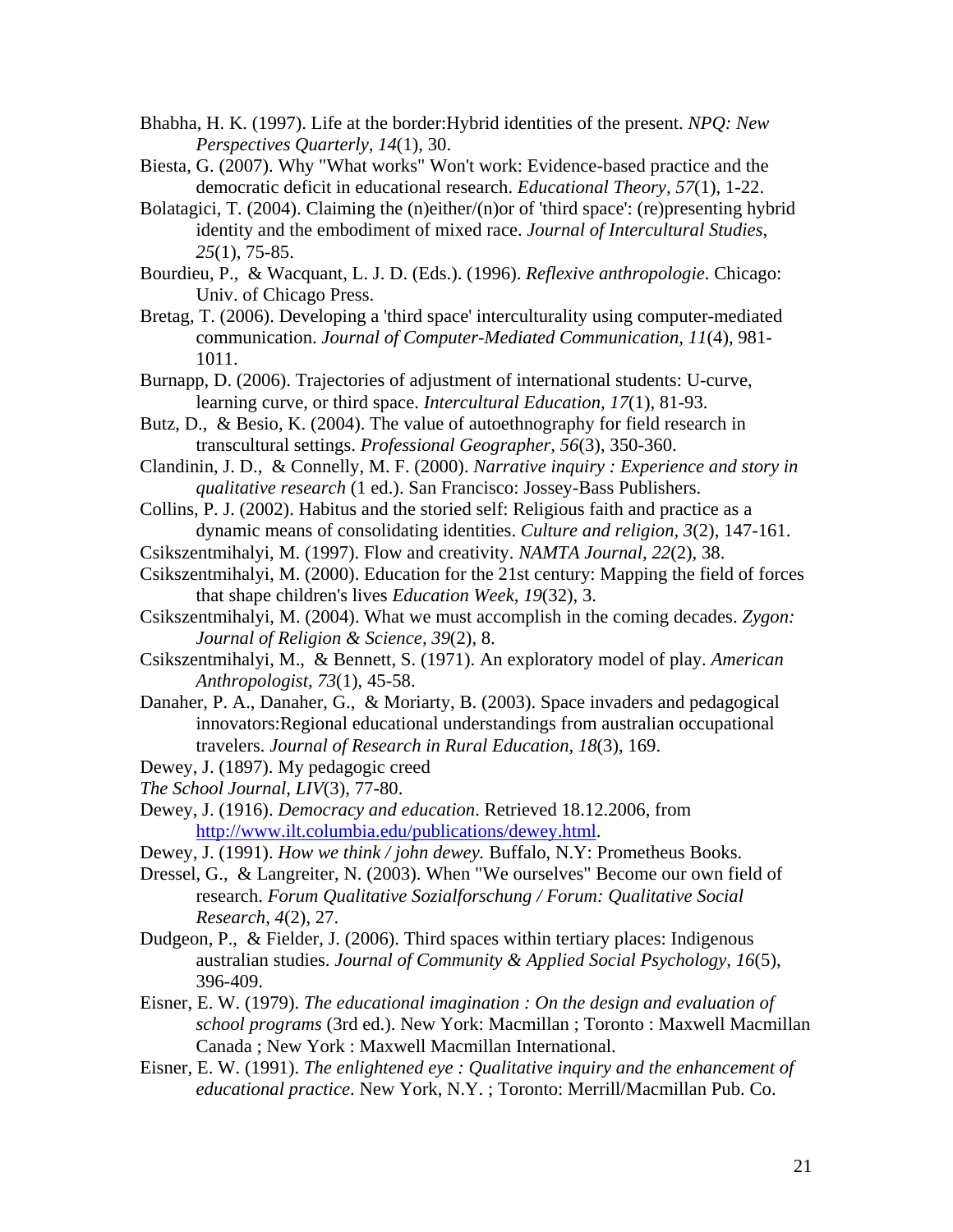Bhabha, H. K. (1997). Life at the border:Hybrid identities of the present. *NPQ: New Perspectives Quarterly, 14*(1), 30.

Biesta, G. (2007). Why "What works" Won't work: Evidence-based practice and the democratic deficit in educational research. *Educational Theory, 57*(1), 1-22.

Bolatagici, T. (2004). Claiming the (n)either/(n)or of 'third space': (re)presenting hybrid identity and the embodiment of mixed race. *Journal of Intercultural Studies, 25*(1), 75-85.

Bourdieu, P., & Wacquant, L. J. D. (Eds.). (1996). *Reflexive anthropologie*. Chicago: Univ. of Chicago Press.

Bretag, T. (2006). Developing a 'third space' interculturality using computer-mediated communication. *Journal of Computer-Mediated Communication, 11*(4), 981-1011.

Burnapp, D. (2006). Trajectories of adjustment of international students: U-curve, learning curve, or third space. *Intercultural Education, 17*(1), 81-93.

Butz, D., & Besio, K. (2004). The value of autoethnography for field research in transcultural settings. *Professional Geographer, 56*(3), 350-360.

Clandinin, J. D., & Connelly, M. F. (2000). *Narrative inquiry : Experience and story in qualitative research* (1 ed.). San Francisco: Jossey-Bass Publishers.

Collins, P. J. (2002). Habitus and the storied self: Religious faith and practice as a dynamic means of consolidating identities. *Culture and religion, 3*(2), 147-161.

Csikszentmihalyi, M. (1997). Flow and creativity. *NAMTA Journal, 22*(2), 38.

Csikszentmihalyi, M. (2000). Education for the 21st century: Mapping the field of forces that shape children's lives *Education Week, 19*(32), 3.

Csikszentmihalyi, M. (2004). What we must accomplish in the coming decades. *Zygon: Journal of Religion & Science, 39*(2), 8.

Csikszentmihalyi, M., & Bennett, S. (1971). An exploratory model of play. *American Anthropologist, 73*(1), 45-58.

Danaher, P. A., Danaher, G., & Moriarty, B. (2003). Space invaders and pedagogical innovators:Regional educational understandings from australian occupational travelers. *Journal of Research in Rural Education, 18*(3), 169.

Dewey, J. (1897). My pedagogic creed
*The School Journal, LIV*(3), 77-80.

Dewey, J. (1916). *Democracy and education*. Retrieved 18.12.2006, from http://www.ilt.columbia.edu/publications/dewey.html.

Dewey, J. (1991). *How we think / john dewey.* Buffalo, N.Y: Prometheus Books.

Dressel, G., & Langreiter, N. (2003). When "We ourselves" Become our own field of research. *Forum Qualitative Sozialforschung / Forum: Qualitative Social Research, 4*(2), 27.

Dudgeon, P., & Fielder, J. (2006). Third spaces within tertiary places: Indigenous australian studies. *Journal of Community & Applied Social Psychology, 16*(5), 396-409.

Eisner, E. W. (1979). *The educational imagination : On the design and evaluation of school programs* (3rd ed.). New York: Macmillan ; Toronto : Maxwell Macmillan Canada ; New York : Maxwell Macmillan International.

Eisner, E. W. (1991). *The enlightened eye : Qualitative inquiry and the enhancement of educational practice*. New York, N.Y. ; Toronto: Merrill/Macmillan Pub. Co.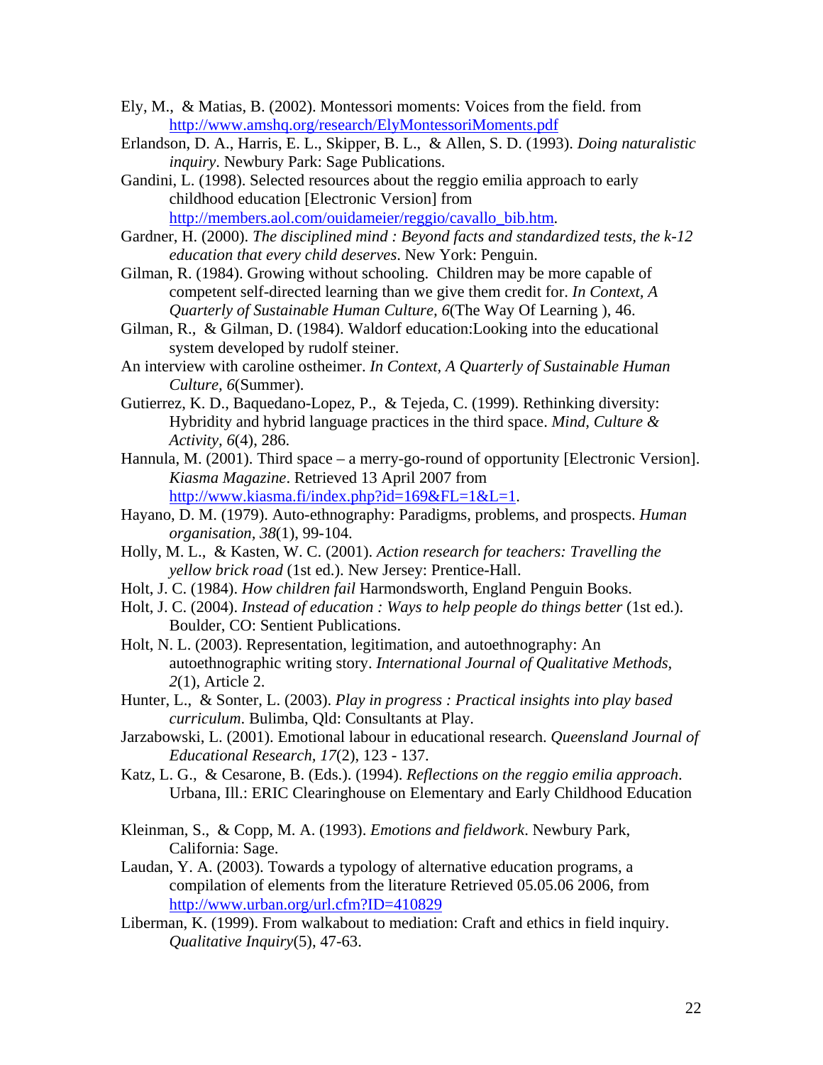Ely, M., & Matias, B. (2002). Montessori moments: Voices from the field. from http://www.amshq.org/research/ElyMontessoriMoments.pdf

Erlandson, D. A., Harris, E. L., Skipper, B. L., & Allen, S. D. (1993). *Doing naturalistic inquiry*. Newbury Park: Sage Publications.

Gandini, L. (1998). Selected resources about the reggio emilia approach to early childhood education [Electronic Version] from http://members.aol.com/ouidameier/reggio/cavallo_bib.htm.

Gardner, H. (2000). *The disciplined mind : Beyond facts and standardized tests, the k-12 education that every child deserves*. New York: Penguin.

Gilman, R. (1984). Growing without schooling. Children may be more capable of competent self-directed learning than we give them credit for. *In Context, A Quarterly of Sustainable Human Culture, 6*(The Way Of Learning ), 46.

Gilman, R., & Gilman, D. (1984). Waldorf education:Looking into the educational system developed by rudolf steiner.

An interview with caroline ostheimer. *In Context, A Quarterly of Sustainable Human Culture, 6*(Summer).

Gutierrez, K. D., Baquedano-Lopez, P., & Tejeda, C. (1999). Rethinking diversity: Hybridity and hybrid language practices in the third space. *Mind, Culture & Activity, 6*(4), 286.

Hannula, M. (2001). Third space – a merry-go-round of opportunity [Electronic Version]. *Kiasma Magazine*. Retrieved 13 April 2007 from http://www.kiasma.fi/index.php?id=169&FL=1&L=1.

Hayano, D. M. (1979). Auto-ethnography: Paradigms, problems, and prospects. *Human organisation, 38*(1), 99-104.

Holly, M. L., & Kasten, W. C. (2001). *Action research for teachers: Travelling the yellow brick road* (1st ed.). New Jersey: Prentice-Hall.

Holt, J. C. (1984). *How children fail* Harmondsworth, England Penguin Books.

Holt, J. C. (2004). *Instead of education : Ways to help people do things better* (1st ed.). Boulder, CO: Sentient Publications.

Holt, N. L. (2003). Representation, legitimation, and autoethnography: An autoethnographic writing story. *International Journal of Qualitative Methods, 2*(1), Article 2.

Hunter, L., & Sonter, L. (2003). *Play in progress : Practical insights into play based curriculum*. Bulimba, Qld: Consultants at Play.

Jarzabowski, L. (2001). Emotional labour in educational research. *Queensland Journal of Educational Research, 17*(2), 123 - 137.

Katz, L. G., & Cesarone, B. (Eds.). (1994). *Reflections on the reggio emilia approach*. Urbana, Ill.: ERIC Clearinghouse on Elementary and Early Childhood Education

Kleinman, S., & Copp, M. A. (1993). *Emotions and fieldwork*. Newbury Park, California: Sage.

Laudan, Y. A. (2003). Towards a typology of alternative education programs, a compilation of elements from the literature Retrieved 05.05.06 2006, from http://www.urban.org/url.cfm?ID=410829

Liberman, K. (1999). From walkabout to mediation: Craft and ethics in field inquiry. *Qualitative Inquiry*(5), 47-63.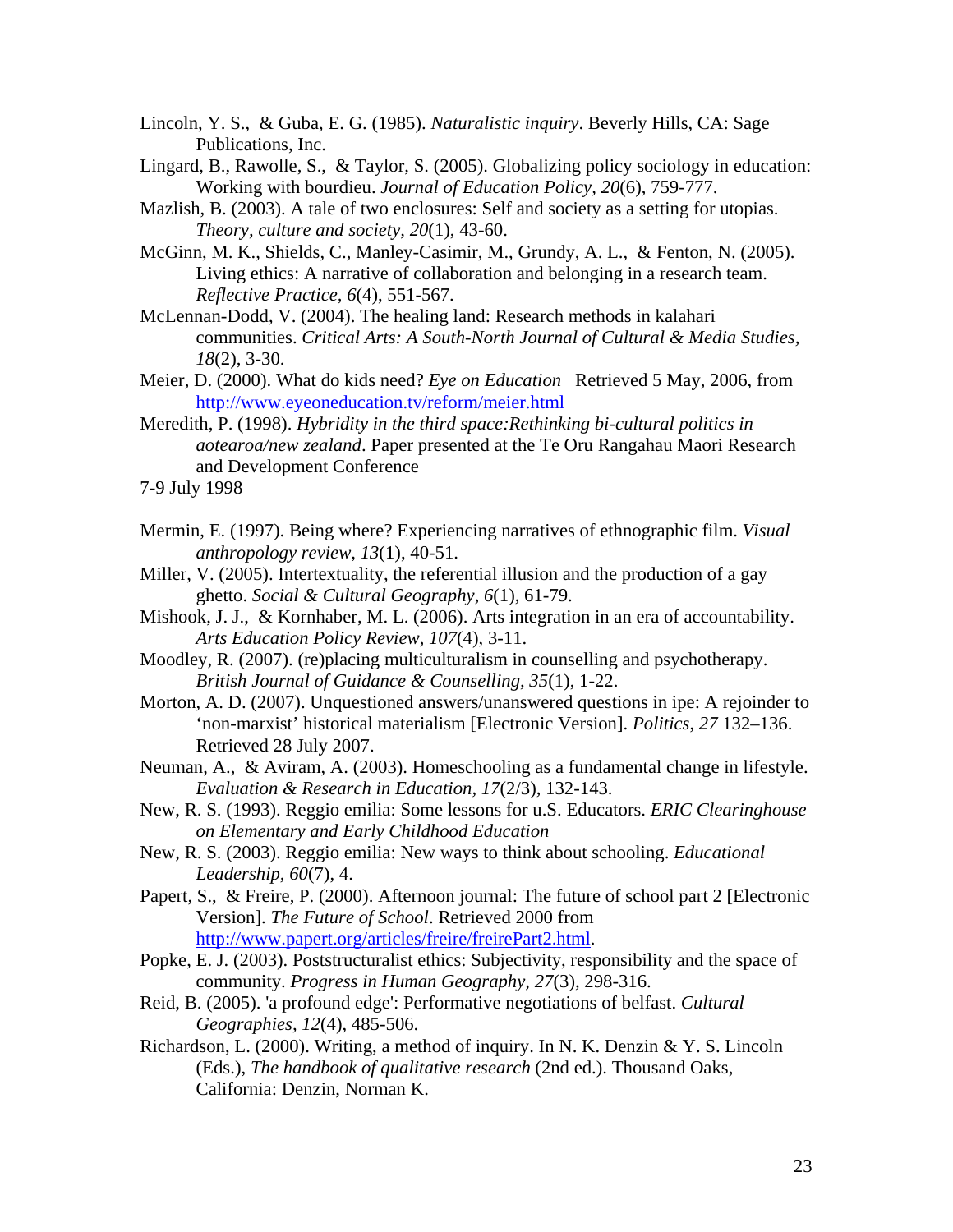Lincoln, Y. S., & Guba, E. G. (1985). *Naturalistic inquiry*. Beverly Hills, CA: Sage Publications, Inc.

Lingard, B., Rawolle, S., & Taylor, S. (2005). Globalizing policy sociology in education: Working with bourdieu. *Journal of Education Policy, 20*(6), 759-777.

Mazlish, B. (2003). A tale of two enclosures: Self and society as a setting for utopias. *Theory, culture and society, 20*(1), 43-60.

McGinn, M. K., Shields, C., Manley-Casimir, M., Grundy, A. L., & Fenton, N. (2005). Living ethics: A narrative of collaboration and belonging in a research team. *Reflective Practice, 6*(4), 551-567.

McLennan-Dodd, V. (2004). The healing land: Research methods in kalahari communities. *Critical Arts: A South-North Journal of Cultural & Media Studies, 18*(2), 3-30.

Meier, D. (2000). What do kids need? *Eye on Education* Retrieved 5 May, 2006, from http://www.eyeoneducation.tv/reform/meier.html

Meredith, P. (1998). *Hybridity in the third space:Rethinking bi-cultural politics in aotearoa/new zealand*. Paper presented at the Te Oru Rangahau Maori Research and Development Conference

7-9 July 1998

Mermin, E. (1997). Being where? Experiencing narratives of ethnographic film. *Visual anthropology review, 13*(1), 40-51.

Miller, V. (2005). Intertextuality, the referential illusion and the production of a gay ghetto. *Social & Cultural Geography, 6*(1), 61-79.

Mishook, J. J., & Kornhaber, M. L. (2006). Arts integration in an era of accountability. *Arts Education Policy Review, 107*(4), 3-11.

Moodley, R. (2007). (re)placing multiculturalism in counselling and psychotherapy. *British Journal of Guidance & Counselling, 35*(1), 1-22.

Morton, A. D. (2007). Unquestioned answers/unanswered questions in ipe: A rejoinder to 'non-marxist' historical materialism [Electronic Version]. *Politics, 27* 132–136. Retrieved 28 July 2007.

Neuman, A., & Aviram, A. (2003). Homeschooling as a fundamental change in lifestyle. *Evaluation & Research in Education, 17*(2/3), 132-143.

New, R. S. (1993). Reggio emilia: Some lessons for u.S. Educators. *ERIC Clearinghouse on Elementary and Early Childhood Education*

New, R. S. (2003). Reggio emilia: New ways to think about schooling. *Educational Leadership, 60*(7), 4.

Papert, S., & Freire, P. (2000). Afternoon journal: The future of school part 2 [Electronic Version]. *The Future of School*. Retrieved 2000 from http://www.papert.org/articles/freire/freirePart2.html.

Popke, E. J. (2003). Poststructuralist ethics: Subjectivity, responsibility and the space of community. *Progress in Human Geography, 27*(3), 298-316.

Reid, B. (2005). 'a profound edge': Performative negotiations of belfast. *Cultural Geographies, 12*(4), 485-506.

Richardson, L. (2000). Writing, a method of inquiry. In N. K. Denzin & Y. S. Lincoln (Eds.), *The handbook of qualitative research* (2nd ed.). Thousand Oaks, California: Denzin, Norman K.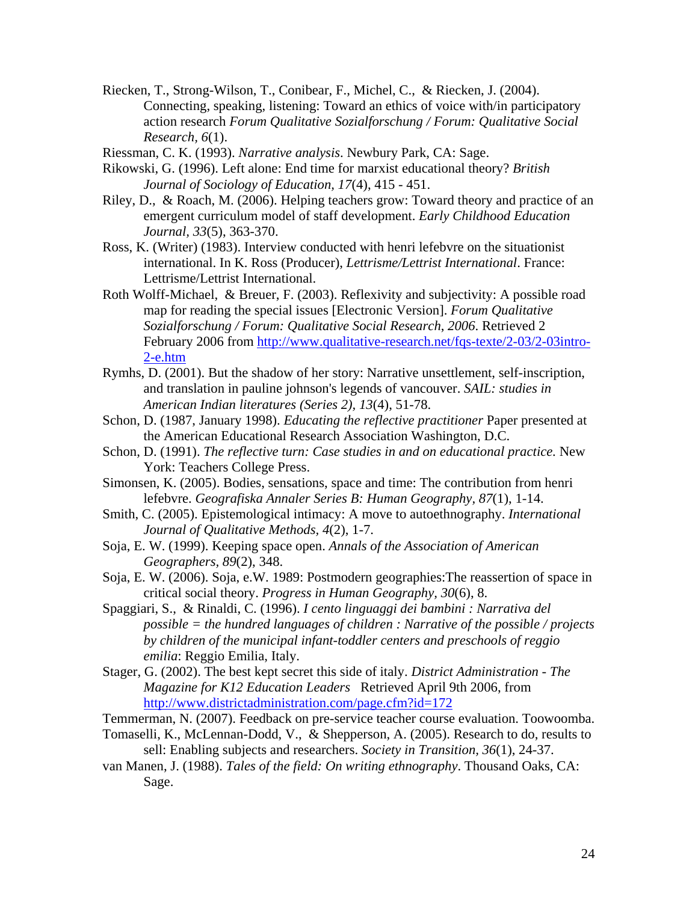Riecken, T., Strong-Wilson, T., Conibear, F., Michel, C., & Riecken, J. (2004). Connecting, speaking, listening: Toward an ethics of voice with/in participatory action research *Forum Qualitative Sozialforschung / Forum: Qualitative Social Research, 6*(1).

Riessman, C. K. (1993). *Narrative analysis*. Newbury Park, CA: Sage.

Rikowski, G. (1996). Left alone: End time for marxist educational theory? *British Journal of Sociology of Education, 17*(4), 415 - 451.

Riley, D., & Roach, M. (2006). Helping teachers grow: Toward theory and practice of an emergent curriculum model of staff development. *Early Childhood Education Journal, 33*(5), 363-370.

Ross, K. (Writer) (1983). Interview conducted with henri lefebvre on the situationist international. In K. Ross (Producer), *Lettrisme/Lettrist International*. France: Lettrisme/Lettrist International.

Roth Wolff-Michael, & Breuer, F. (2003). Reflexivity and subjectivity: A possible road map for reading the special issues [Electronic Version]. *Forum Qualitative Sozialforschung / Forum: Qualitative Social Research, 2006*. Retrieved 2 February 2006 from http://www.qualitative-research.net/fqs-texte/2-03/2-03intro-2-e.htm

Rymhs, D. (2001). But the shadow of her story: Narrative unsettlement, self-inscription, and translation in pauline johnson's legends of vancouver. *SAIL: studies in American Indian literatures (Series 2), 13*(4), 51-78.

Schon, D. (1987, January 1998). *Educating the reflective practitioner* Paper presented at the American Educational Research Association Washington, D.C.

Schon, D. (1991). *The reflective turn: Case studies in and on educational practice.* New York: Teachers College Press.

Simonsen, K. (2005). Bodies, sensations, space and time: The contribution from henri lefebvre. *Geografiska Annaler Series B: Human Geography, 87*(1), 1-14.

Smith, C. (2005). Epistemological intimacy: A move to autoethnography. *International Journal of Qualitative Methods, 4*(2), 1-7.

Soja, E. W. (1999). Keeping space open. *Annals of the Association of American Geographers, 89*(2), 348.

Soja, E. W. (2006). Soja, e.W. 1989: Postmodern geographies:The reassertion of space in critical social theory. *Progress in Human Geography, 30*(6), 8.

Spaggiari, S., & Rinaldi, C. (1996). *I cento linguaggi dei bambini : Narrativa del possible = the hundred languages of children : Narrative of the possible / projects by children of the municipal infant-toddler centers and preschools of reggio emilia*: Reggio Emilia, Italy.

Stager, G. (2002). The best kept secret this side of italy. *District Administration - The Magazine for K12 Education Leaders* Retrieved April 9th 2006, from http://www.districtadministration.com/page.cfm?id=172

Temmerman, N. (2007). Feedback on pre-service teacher course evaluation. Toowoomba.

Tomaselli, K., McLennan-Dodd, V., & Shepperson, A. (2005). Research to do, results to sell: Enabling subjects and researchers. *Society in Transition, 36*(1), 24-37.

van Manen, J. (1988). *Tales of the field: On writing ethnography*. Thousand Oaks, CA: Sage.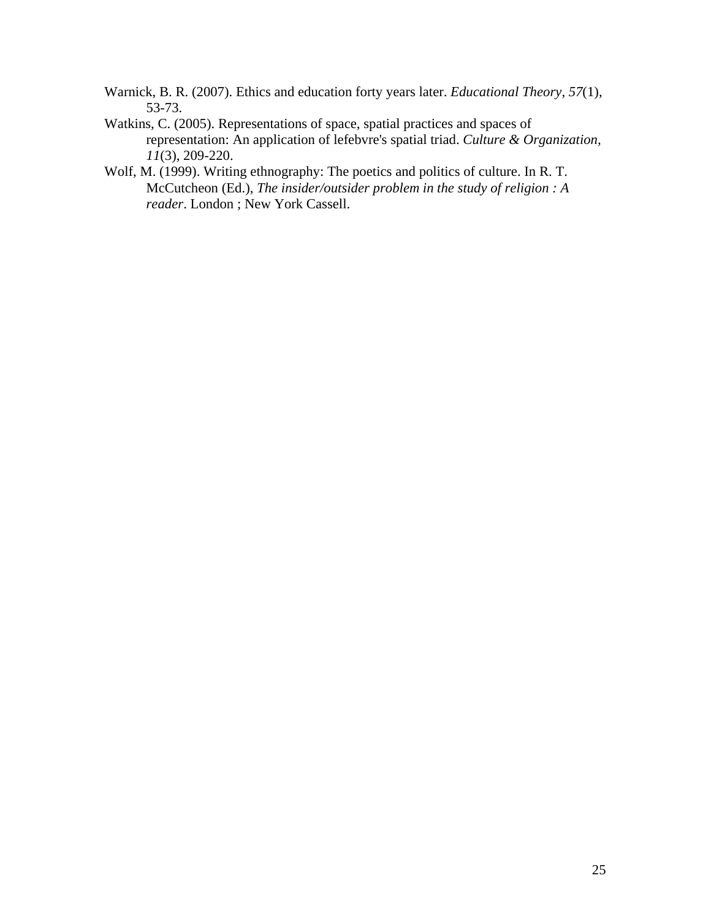Warnick, B. R. (2007). Ethics and education forty years later. *Educational Theory, 57*(1), 53-73.

Watkins, C. (2005). Representations of space, spatial practices and spaces of representation: An application of lefebvre's spatial triad. *Culture & Organization, 11*(3), 209-220.

Wolf, M. (1999). Writing ethnography: The poetics and politics of culture. In R. T. McCutcheon (Ed.), *The insider/outsider problem in the study of religion : A reader*. London ; New York Cassell.